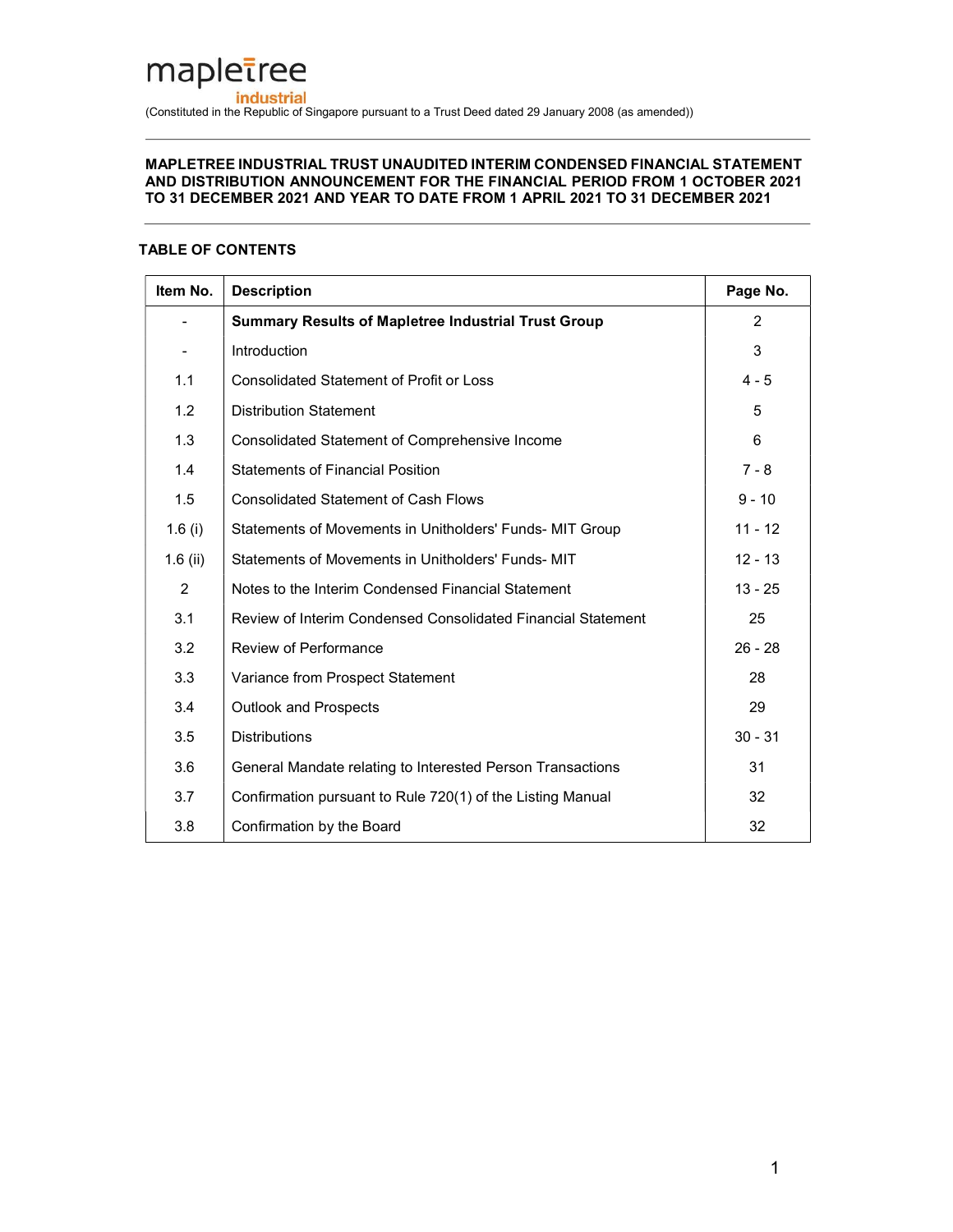mapletree industrial

(Constituted in the Republic of Singapore pursuant to a Trust Deed dated 29 January 2008 (as amended))

**MAPLETREE INDUSTRIAL TRUST UNAUDITED INTERIM CONDENSED FINANCIAL STATEMENT AND DISTRIBUTION ANNOUNCEMENT FOR THE FINANCIAL PERIOD FROM 1 OCTOBER 2021 TO 31 DECEMBER 2021 AND YEAR TO DATE FROM 1 APRIL 2021 TO 31 DECEMBER 2021**

**TABLE OF CONTENTS**

| Item No. | Description | Page No. |
|---|---|---|
| - | **Summary Results of Mapletree Industrial Trust Group** | 2 |
| - | Introduction | 3 |
| 1.1 | Consolidated Statement of Profit or Loss | 4 - 5 |
| 1.2 | Distribution Statement | 5 |
| 1.3 | Consolidated Statement of Comprehensive Income | 6 |
| 1.4 | Statements of Financial Position | 7 - 8 |
| 1.5 | Consolidated Statement of Cash Flows | 9 - 10 |
| 1.6 (i) | Statements of Movements in Unitholders' Funds- MIT Group | 11 - 12 |
| 1.6 (ii) | Statements of Movements in Unitholders' Funds- MIT | 12 - 13 |
| 2 | Notes to the Interim Condensed Financial Statement | 13 - 25 |
| 3.1 | Review of Interim Condensed Consolidated Financial Statement | 25 |
| 3.2 | Review of Performance | 26 - 28 |
| 3.3 | Variance from Prospect Statement | 28 |
| 3.4 | Outlook and Prospects | 29 |
| 3.5 | Distributions | 30 - 31 |
| 3.6 | General Mandate relating to Interested Person Transactions | 31 |
| 3.7 | Confirmation pursuant to Rule 720(1) of the Listing Manual | 32 |
| 3.8 | Confirmation by the Board | 32 |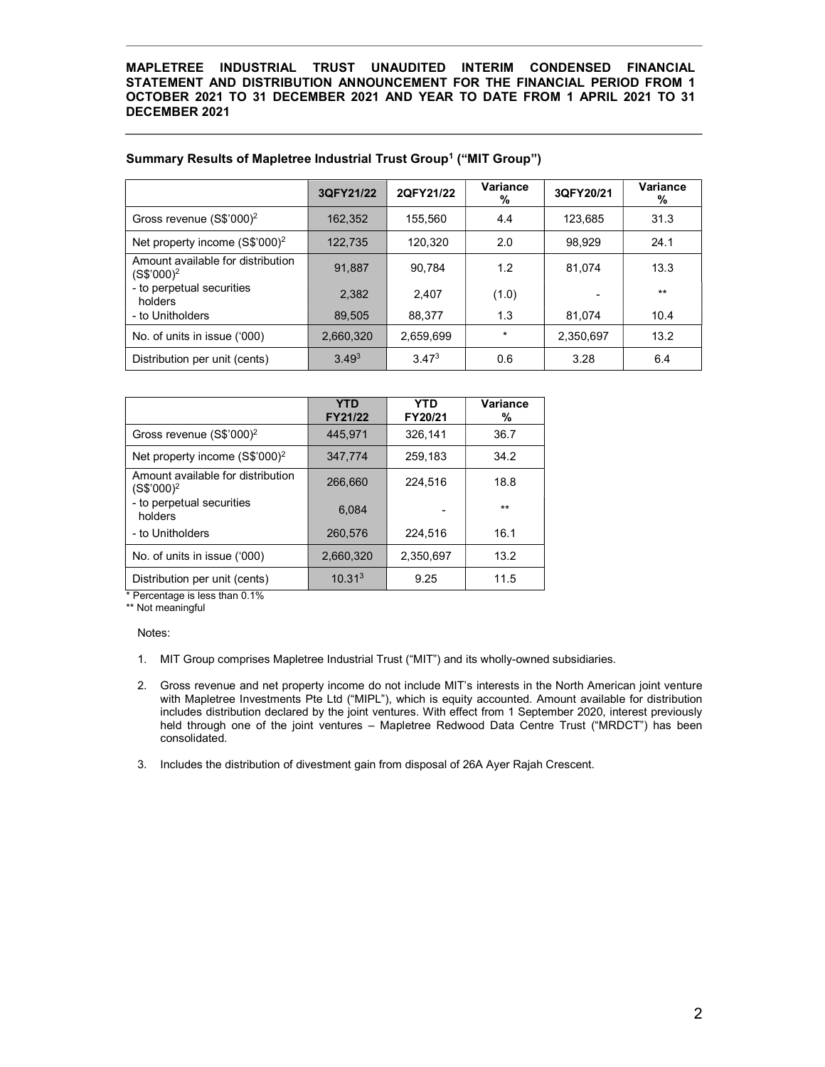**MAPLETREE INDUSTRIAL TRUST UNAUDITED INTERIM CONDENSED FINANCIAL STATEMENT AND DISTRIBUTION ANNOUNCEMENT FOR THE FINANCIAL PERIOD FROM 1 OCTOBER 2021 TO 31 DECEMBER 2021 AND YEAR TO DATE FROM 1 APRIL 2021 TO 31 DECEMBER 2021**

### Summary Results of Mapletree Industrial Trust Group[1] ("MIT Group")

| | 3QFY21/22 | 2QFY21/22 | Variance % | 3QFY20/21 | Variance % |
|---|---|---|---|---|---|
| Gross revenue (S$'000)[2] | 162,352 | 155,560 | 4.4 | 123,685 | 31.3 |
| Net property income (S$'000)[2] | 122,735 | 120,320 | 2.0 | 98,929 | 24.1 |
| Amount available for distribution (S$'000)[2] | 91,887 | 90,784 | 1.2 | 81,074 | 13.3 |
| - to perpetual securities holders | 2,382 | 2,407 | (1.0) | - | ** |
| - to Unitholders | 89,505 | 88,377 | 1.3 | 81,074 | 10.4 |
| No. of units in issue ('000) | 2,660,320 | 2,659,699 | * | 2,350,697 | 13.2 |
| Distribution per unit (cents) | 3.49[3] | 3.47[3] | 0.6 | 3.28 | 6.4 |

| | YTD FY21/22 | YTD FY20/21 | Variance % |
|---|---|---|---|
| Gross revenue (S$'000)[2] | 445,971 | 326,141 | 36.7 |
| Net property income (S$'000)[2] | 347,774 | 259,183 | 34.2 |
| Amount available for distribution (S$'000)[2] | 266,660 | 224,516 | 18.8 |
| - to perpetual securities holders | 6,084 | - | ** |
| - to Unitholders | 260,576 | 224,516 | 16.1 |
| No. of units in issue ('000) | 2,660,320 | 2,350,697 | 13.2 |
| Distribution per unit (cents) | 10.31[3] | 9.25 | 11.5 |

\* Percentage is less than 0.1%
\** Not meaningful

Notes:

1. MIT Group comprises Mapletree Industrial Trust ("MIT") and its wholly-owned subsidiaries.

2. Gross revenue and net property income do not include MIT's interests in the North American joint venture with Mapletree Investments Pte Ltd ("MIPL"), which is equity accounted. Amount available for distribution includes distribution declared by the joint ventures. With effect from 1 September 2020, interest previously held through one of the joint ventures – Mapletree Redwood Data Centre Trust ("MRDCT") has been consolidated.

3. Includes the distribution of divestment gain from disposal of 26A Ayer Rajah Crescent.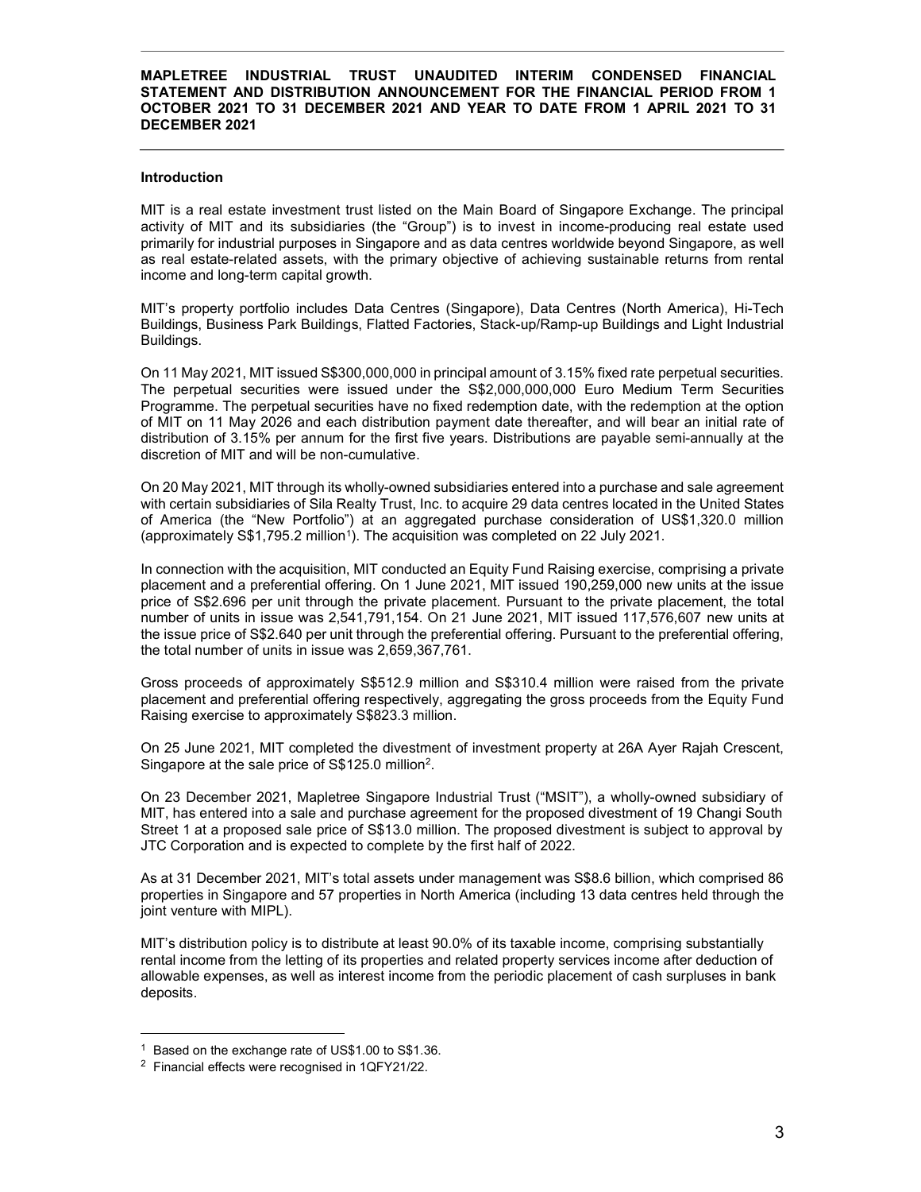**MAPLETREE INDUSTRIAL TRUST UNAUDITED INTERIM CONDENSED FINANCIAL STATEMENT AND DISTRIBUTION ANNOUNCEMENT FOR THE FINANCIAL PERIOD FROM 1 OCTOBER 2021 TO 31 DECEMBER 2021 AND YEAR TO DATE FROM 1 APRIL 2021 TO 31 DECEMBER 2021**

**Introduction**

MIT is a real estate investment trust listed on the Main Board of Singapore Exchange. The principal activity of MIT and its subsidiaries (the "Group") is to invest in income-producing real estate used primarily for industrial purposes in Singapore and as data centres worldwide beyond Singapore, as well as real estate-related assets, with the primary objective of achieving sustainable returns from rental income and long-term capital growth.

MIT's property portfolio includes Data Centres (Singapore), Data Centres (North America), Hi-Tech Buildings, Business Park Buildings, Flatted Factories, Stack-up/Ramp-up Buildings and Light Industrial Buildings.

On 11 May 2021, MIT issued S$300,000,000 in principal amount of 3.15% fixed rate perpetual securities. The perpetual securities were issued under the S$2,000,000,000 Euro Medium Term Securities Programme. The perpetual securities have no fixed redemption date, with the redemption at the option of MIT on 11 May 2026 and each distribution payment date thereafter, and will bear an initial rate of distribution of 3.15% per annum for the first five years. Distributions are payable semi-annually at the discretion of MIT and will be non-cumulative.

On 20 May 2021, MIT through its wholly-owned subsidiaries entered into a purchase and sale agreement with certain subsidiaries of Sila Realty Trust, Inc. to acquire 29 data centres located in the United States of America (the "New Portfolio") at an aggregated purchase consideration of US$1,320.0 million (approximately S$1,795.2 million[1]). The acquisition was completed on 22 July 2021.

In connection with the acquisition, MIT conducted an Equity Fund Raising exercise, comprising a private placement and a preferential offering. On 1 June 2021, MIT issued 190,259,000 new units at the issue price of S$2.696 per unit through the private placement. Pursuant to the private placement, the total number of units in issue was 2,541,791,154. On 21 June 2021, MIT issued 117,576,607 new units at the issue price of S$2.640 per unit through the preferential offering. Pursuant to the preferential offering, the total number of units in issue was 2,659,367,761.

Gross proceeds of approximately S$512.9 million and S$310.4 million were raised from the private placement and preferential offering respectively, aggregating the gross proceeds from the Equity Fund Raising exercise to approximately S$823.3 million.

On 25 June 2021, MIT completed the divestment of investment property at 26A Ayer Rajah Crescent, Singapore at the sale price of S$125.0 million[2].

On 23 December 2021, Mapletree Singapore Industrial Trust ("MSIT"), a wholly-owned subsidiary of MIT, has entered into a sale and purchase agreement for the proposed divestment of 19 Changi South Street 1 at a proposed sale price of S$13.0 million. The proposed divestment is subject to approval by JTC Corporation and is expected to complete by the first half of 2022.

As at 31 December 2021, MIT's total assets under management was S$8.6 billion, which comprised 86 properties in Singapore and 57 properties in North America (including 13 data centres held through the joint venture with MIPL).

MIT's distribution policy is to distribute at least 90.0% of its taxable income, comprising substantially rental income from the letting of its properties and related property services income after deduction of allowable expenses, as well as interest income from the periodic placement of cash surpluses in bank deposits.

[1] Based on the exchange rate of US$1.00 to S$1.36.

[2] Financial effects were recognised in 1QFY21/22.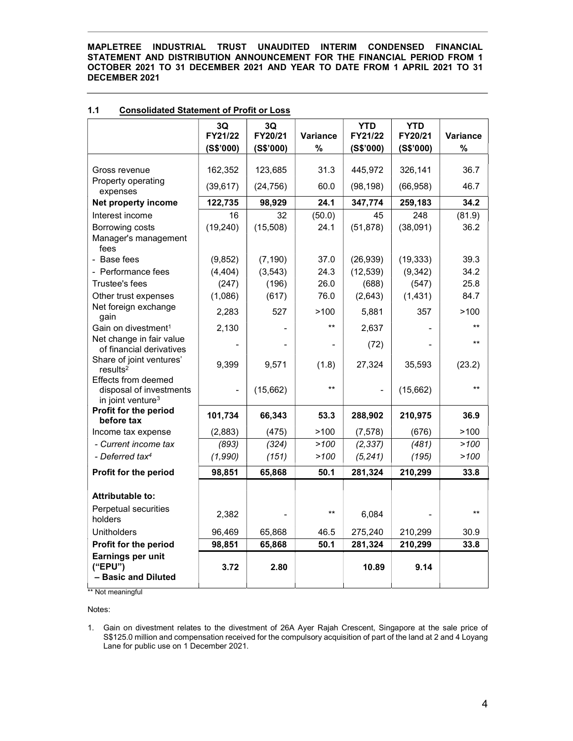**MAPLETREE INDUSTRIAL TRUST UNAUDITED INTERIM CONDENSED FINANCIAL STATEMENT AND DISTRIBUTION ANNOUNCEMENT FOR THE FINANCIAL PERIOD FROM 1 OCTOBER 2021 TO 31 DECEMBER 2021 AND YEAR TO DATE FROM 1 APRIL 2021 TO 31 DECEMBER 2021**

## 1.1 Consolidated Statement of Profit or Loss

| | 3Q FY21/22 (S$'000) | 3Q FY20/21 (S$'000) | Variance % | YTD FY21/22 (S$'000) | YTD FY20/21 (S$'000) | Variance % |
|---|---|---|---|---|---|---|
| Gross revenue | 162,352 | 123,685 | 31.3 | 445,972 | 326,141 | 36.7 |
| Property operating expenses | (39,617) | (24,756) | 60.0 | (98,198) | (66,958) | 46.7 |
| **Net property income** | **122,735** | **98,929** | **24.1** | **347,774** | **259,183** | **34.2** |
| Interest income | 16 | 32 | (50.0) | 45 | 248 | (81.9) |
| Borrowing costs | (19,240) | (15,508) | 24.1 | (51,878) | (38,091) | 36.2 |
| Manager's management fees | | | | | | |
| - Base fees | (9,852) | (7,190) | 37.0 | (26,939) | (19,333) | 39.3 |
| - Performance fees | (4,404) | (3,543) | 24.3 | (12,539) | (9,342) | 34.2 |
| Trustee's fees | (247) | (196) | 26.0 | (688) | (547) | 25.8 |
| Other trust expenses | (1,086) | (617) | 76.0 | (2,643) | (1,431) | 84.7 |
| Net foreign exchange gain | 2,283 | 527 | >100 | 5,881 | 357 | >100 |
| Gain on divestment[1] | 2,130 | - | ** | 2,637 | - | ** |
| Net change in fair value of financial derivatives | - | - | - | (72) | - | ** |
| Share of joint ventures' results[2] | 9,399 | 9,571 | (1.8) | 27,324 | 35,593 | (23.2) |
| Effects from deemed disposal of investments in joint venture[3] | - | (15,662) | ** | - | (15,662) | ** |
| **Profit for the period before tax** | **101,734** | **66,343** | **53.3** | **288,902** | **210,975** | **36.9** |
| Income tax expense | (2,883) | (475) | >100 | (7,578) | (676) | >100 |
| *- Current income tax* | *(893)* | *(324)* | *>100* | *(2,337)* | *(481)* | *>100* |
| *- Deferred tax[4]* | *(1,990)* | *(151)* | *>100* | *(5,241)* | *(195)* | *>100* |
| **Profit for the period** | **98,851** | **65,868** | **50.1** | **281,324** | **210,299** | **33.8** |
| **Attributable to:** | | | | | | |
| Perpetual securities holders | 2,382 | - | ** | 6,084 | - | ** |
| Unitholders | 96,469 | 65,868 | 46.5 | 275,240 | 210,299 | 30.9 |
| **Profit for the period** | **98,851** | **65,868** | **50.1** | **281,324** | **210,299** | **33.8** |
| **Earnings per unit ("EPU") – Basic and Diluted** | **3.72** | **2.80** | | **10.89** | **9.14** | |

** Not meaningful

Notes:

1. Gain on divestment relates to the divestment of 26A Ayer Rajah Crescent, Singapore at the sale price of S$125.0 million and compensation received for the compulsory acquisition of part of the land at 2 and 4 Loyang Lane for public use on 1 December 2021.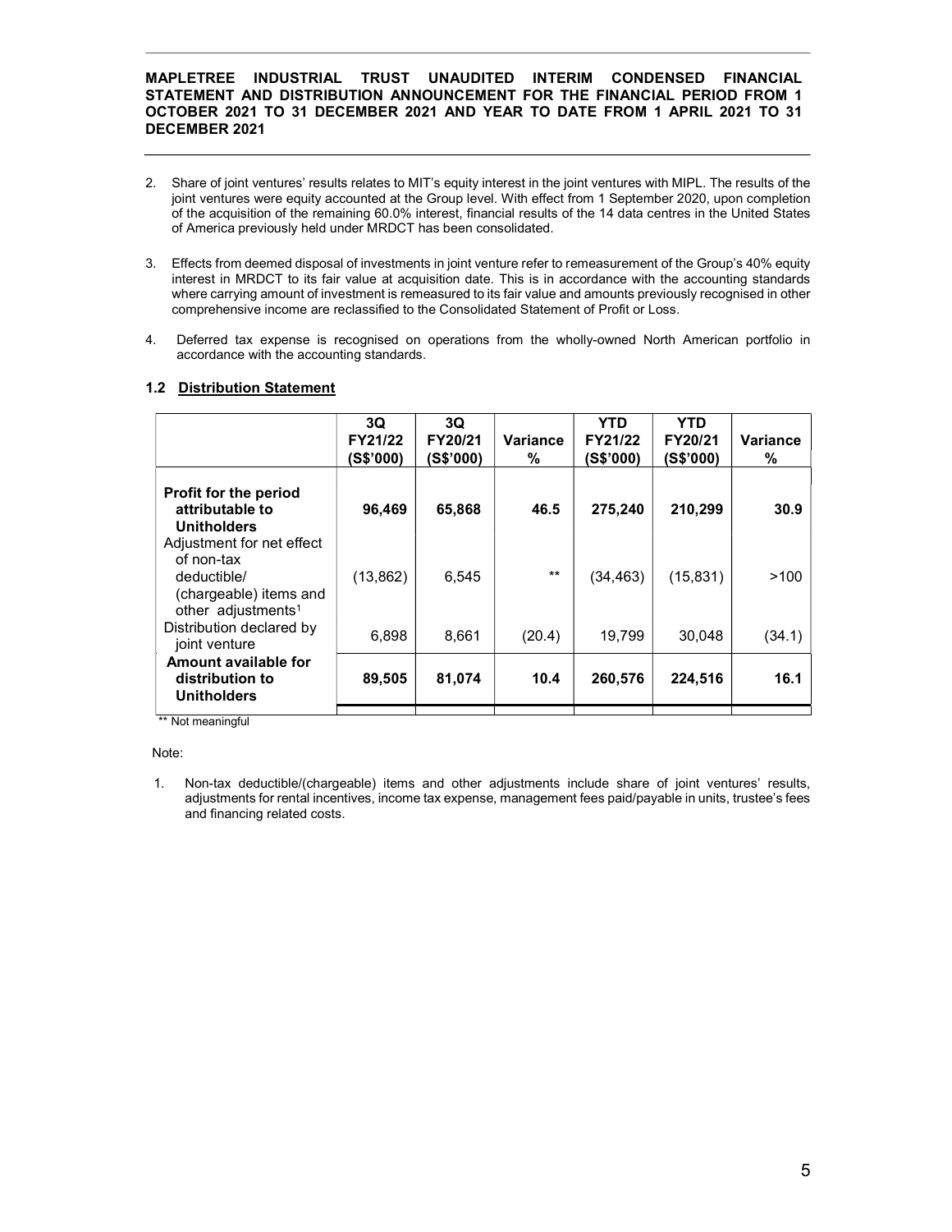2. Share of joint ventures' results relates to MIT's equity interest in the joint ventures with MIPL. The results of the joint ventures were equity accounted at the Group level. With effect from 1 September 2020, upon completion of the acquisition of the remaining 60.0% interest, financial results of the 14 data centres in the United States of America previously held under MRDCT has been consolidated.

3. Effects from deemed disposal of investments in joint venture refer to remeasurement of the Group's 40% equity interest in MRDCT to its fair value at acquisition date. This is in accordance with the accounting standards where carrying amount of investment is remeasured to its fair value and amounts previously recognised in other comprehensive income are reclassified to the Consolidated Statement of Profit or Loss.

4. Deferred tax expense is recognised on operations from the wholly-owned North American portfolio in accordance with the accounting standards.

### 1.2 Distribution Statement

| | 3Q FY21/22 (S$'000) | 3Q FY20/21 (S$'000) | Variance % | YTD FY21/22 (S$'000) | YTD FY20/21 (S$'000) | Variance % |
|---|---|---|---|---|---|---|
| **Profit for the period attributable to Unitholders** | **96,469** | **65,868** | **46.5** | **275,240** | **210,299** | **30.9** |
| Adjustment for net effect of non-tax deductible/ (chargeable) items and other adjustments[1] | (13,862) | 6,545 | ** | (34,463) | (15,831) | >100 |
| Distribution declared by joint venture | 6,898 | 8,661 | (20.4) | 19,799 | 30,048 | (34.1) |
| **Amount available for distribution to Unitholders** | **89,505** | **81,074** | **10.4** | **260,576** | **224,516** | **16.1** |

** Not meaningful

Note:

1. Non-tax deductible/(chargeable) items and other adjustments include share of joint ventures' results, adjustments for rental incentives, income tax expense, management fees paid/payable in units, trustee's fees and financing related costs.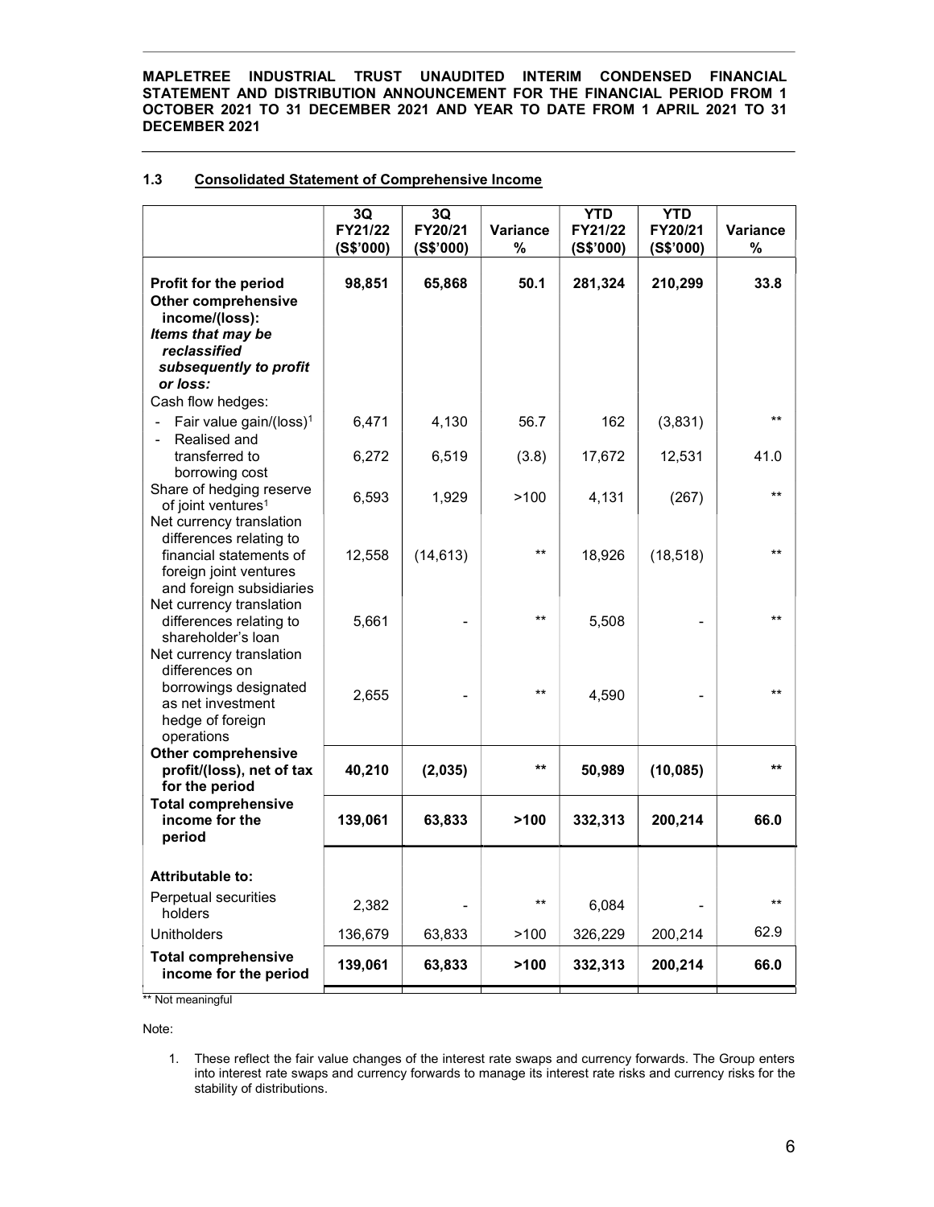## 1.3 Consolidated Statement of Comprehensive Income

| | 3Q FY21/22 (S$'000) | 3Q FY20/21 (S$'000) | Variance % | YTD FY21/22 (S$'000) | YTD FY20/21 (S$'000) | Variance % |
|---|---|---|---|---|---|---|
| **Profit for the period** | **98,851** | **65,868** | **50.1** | **281,324** | **210,299** | **33.8** |
| **Other comprehensive income/(loss):** | | | | | | |
| ***Items that may be reclassified subsequently to profit or loss:*** | | | | | | |
| Cash flow hedges: | | | | | | |
| - Fair value gain/(loss)[1] | 6,471 | 4,130 | 56.7 | 162 | (3,831) | ** |
| - Realised and transferred to borrowing cost | 6,272 | 6,519 | (3.8) | 17,672 | 12,531 | 41.0 |
| Share of hedging reserve of joint ventures[1] | 6,593 | 1,929 | >100 | 4,131 | (267) | ** |
| Net currency translation differences relating to financial statements of foreign joint ventures and foreign subsidiaries | 12,558 | (14,613) | ** | 18,926 | (18,518) | ** |
| Net currency translation differences relating to shareholder's loan | 5,661 | - | ** | 5,508 | - | ** |
| Net currency translation differences on borrowings designated as net investment hedge of foreign operations | 2,655 | - | ** | 4,590 | - | ** |
| **Other comprehensive profit/(loss), net of tax for the period** | **40,210** | **(2,035)** | ** | **50,989** | **(10,085)** | ** |
| **Total comprehensive income for the period** | **139,061** | **63,833** | **>100** | **332,313** | **200,214** | **66.0** |
| | | | | | | |
| **Attributable to:** | | | | | | |
| Perpetual securities holders | 2,382 | - | ** | 6,084 | - | ** |
| Unitholders | 136,679 | 63,833 | >100 | 326,229 | 200,214 | 62.9 |
| **Total comprehensive income for the period** | **139,061** | **63,833** | **>100** | **332,313** | **200,214** | **66.0** |

** Not meaningful

Note:

1. These reflect the fair value changes of the interest rate swaps and currency forwards. The Group enters into interest rate swaps and currency forwards to manage its interest rate risks and currency risks for the stability of distributions.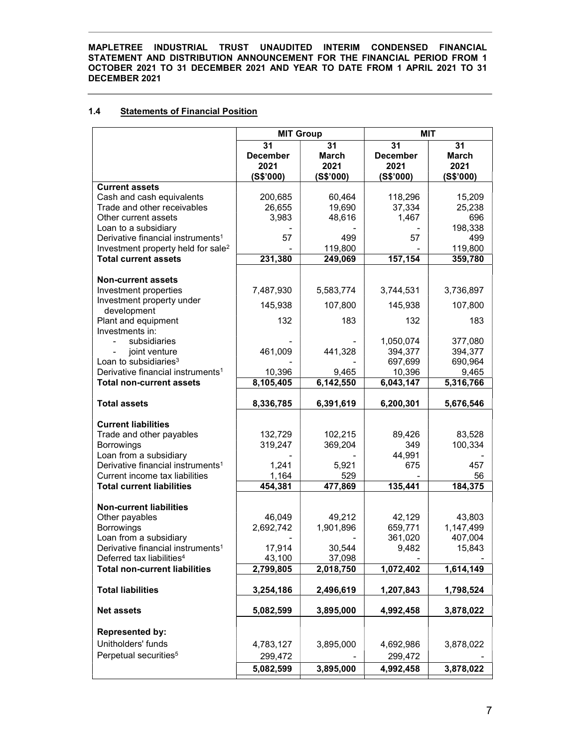**MAPLETREE INDUSTRIAL TRUST UNAUDITED INTERIM CONDENSED FINANCIAL STATEMENT AND DISTRIBUTION ANNOUNCEMENT FOR THE FINANCIAL PERIOD FROM 1 OCTOBER 2021 TO 31 DECEMBER 2021 AND YEAR TO DATE FROM 1 APRIL 2021 TO 31 DECEMBER 2021**

### 1.4 Statements of Financial Position

| | MIT Group | | MIT | |
|---|---|---|---|---|
| | 31 December 2021 (S$'000) | 31 March 2021 (S$'000) | 31 December 2021 (S$'000) | 31 March 2021 (S$'000) |
| **Current assets** | | | | |
| Cash and cash equivalents | 200,685 | 60,464 | 118,296 | 15,209 |
| Trade and other receivables | 26,655 | 19,690 | 37,334 | 25,238 |
| Other current assets | 3,983 | 48,616 | 1,467 | 696 |
| Loan to a subsidiary | - | - | - | 198,338 |
| Derivative financial instruments[1] | 57 | 499 | 57 | 499 |
| Investment property held for sale[2] | - | 119,800 | - | 119,800 |
| **Total current assets** | **231,380** | **249,069** | **157,154** | **359,780** |
| | | | | |
| **Non-current assets** | | | | |
| Investment properties | 7,487,930 | 5,583,774 | 3,744,531 | 3,736,897 |
| Investment property under development | 145,938 | 107,800 | 145,938 | 107,800 |
| Plant and equipment | 132 | 183 | 132 | 183 |
| Investments in: | | | | |
| - subsidiaries | - | - | 1,050,074 | 377,080 |
| - joint venture | 461,009 | 441,328 | 394,377 | 394,377 |
| Loan to subsidiaries[3] | - | - | 697,699 | 690,964 |
| Derivative financial instruments[1] | 10,396 | 9,465 | 10,396 | 9,465 |
| **Total non-current assets** | **8,105,405** | **6,142,550** | **6,043,147** | **5,316,766** |
| | | | | |
| **Total assets** | **8,336,785** | **6,391,619** | **6,200,301** | **5,676,546** |
| | | | | |
| **Current liabilities** | | | | |
| Trade and other payables | 132,729 | 102,215 | 89,426 | 83,528 |
| Borrowings | 319,247 | 369,204 | 349 | 100,334 |
| Loan from a subsidiary | - | - | 44,991 | - |
| Derivative financial instruments[1] | 1,241 | 5,921 | 675 | 457 |
| Current income tax liabilities | 1,164 | 529 | - | 56 |
| **Total current liabilities** | **454,381** | **477,869** | **135,441** | **184,375** |
| | | | | |
| **Non-current liabilities** | | | | |
| Other payables | 46,049 | 49,212 | 42,129 | 43,803 |
| Borrowings | 2,692,742 | 1,901,896 | 659,771 | 1,147,499 |
| Loan from a subsidiary | - | - | 361,020 | 407,004 |
| Derivative financial instruments[1] | 17,914 | 30,544 | 9,482 | 15,843 |
| Deferred tax liabilities[4] | 43,100 | 37,098 | - | - |
| **Total non-current liabilities** | **2,799,805** | **2,018,750** | **1,072,402** | **1,614,149** |
| | | | | |
| **Total liabilities** | **3,254,186** | **2,496,619** | **1,207,843** | **1,798,524** |
| | | | | |
| **Net assets** | **5,082,599** | **3,895,000** | **4,992,458** | **3,878,022** |
| | | | | |
| **Represented by:** | | | | |
| Unitholders' funds | 4,783,127 | 3,895,000 | 4,692,986 | 3,878,022 |
| Perpetual securities[5] | 299,472 | - | 299,472 | - |
| | **5,082,599** | **3,895,000** | **4,992,458** | **3,878,022** |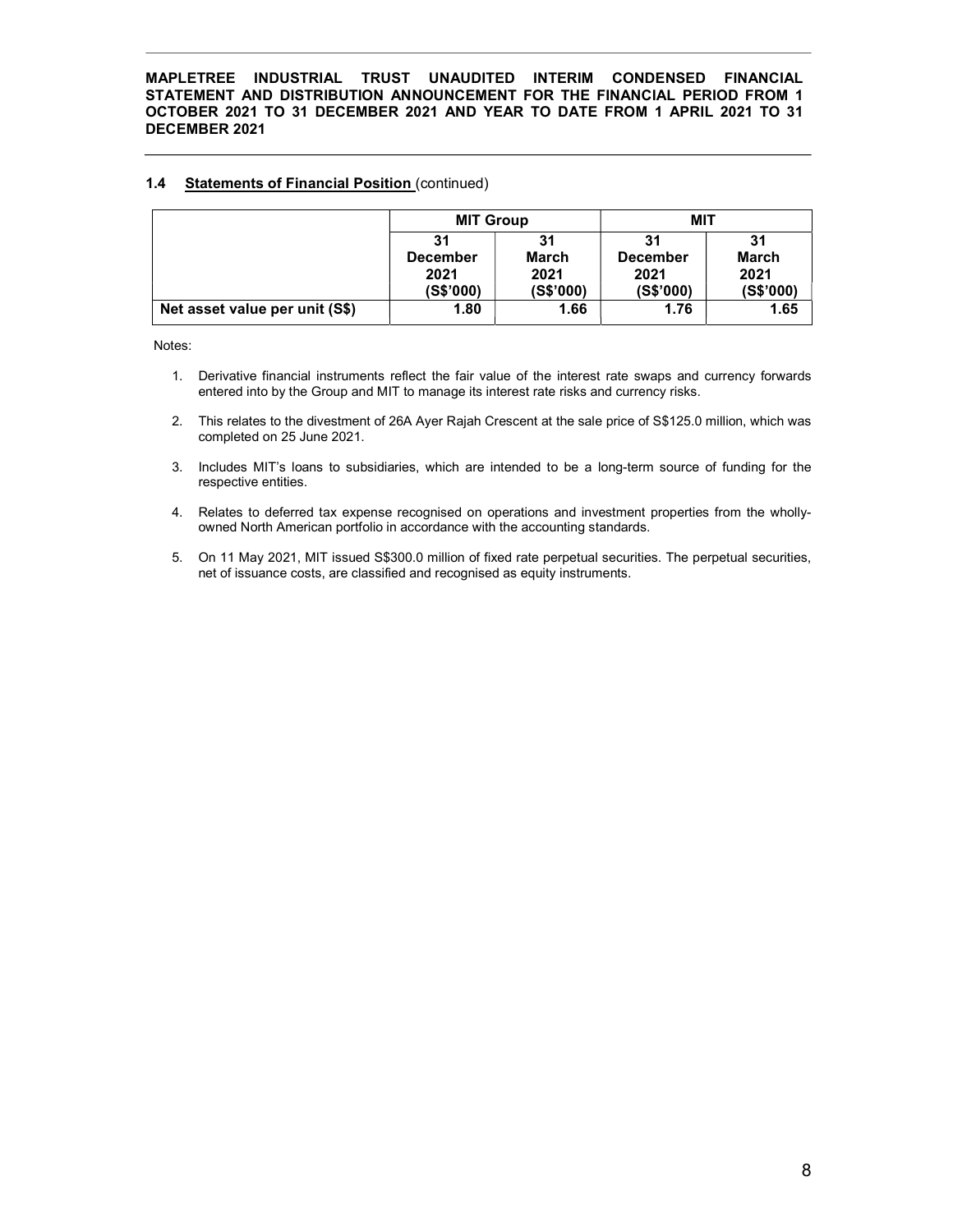### 1.4 Statements of Financial Position (continued)

| | MIT Group | | MIT | |
|---|---|---|---|---|
| | 31 December 2021 (S$'000) | 31 March 2021 (S$'000) | 31 December 2021 (S$'000) | 31 March 2021 (S$'000) |
| **Net asset value per unit (S$)** | **1.80** | **1.66** | **1.76** | **1.65** |

Notes:

1. Derivative financial instruments reflect the fair value of the interest rate swaps and currency forwards entered into by the Group and MIT to manage its interest rate risks and currency risks.
2. This relates to the divestment of 26A Ayer Rajah Crescent at the sale price of S$125.0 million, which was completed on 25 June 2021.
3. Includes MIT's loans to subsidiaries, which are intended to be a long-term source of funding for the respective entities.
4. Relates to deferred tax expense recognised on operations and investment properties from the wholly-owned North American portfolio in accordance with the accounting standards.
5. On 11 May 2021, MIT issued S$300.0 million of fixed rate perpetual securities. The perpetual securities, net of issuance costs, are classified and recognised as equity instruments.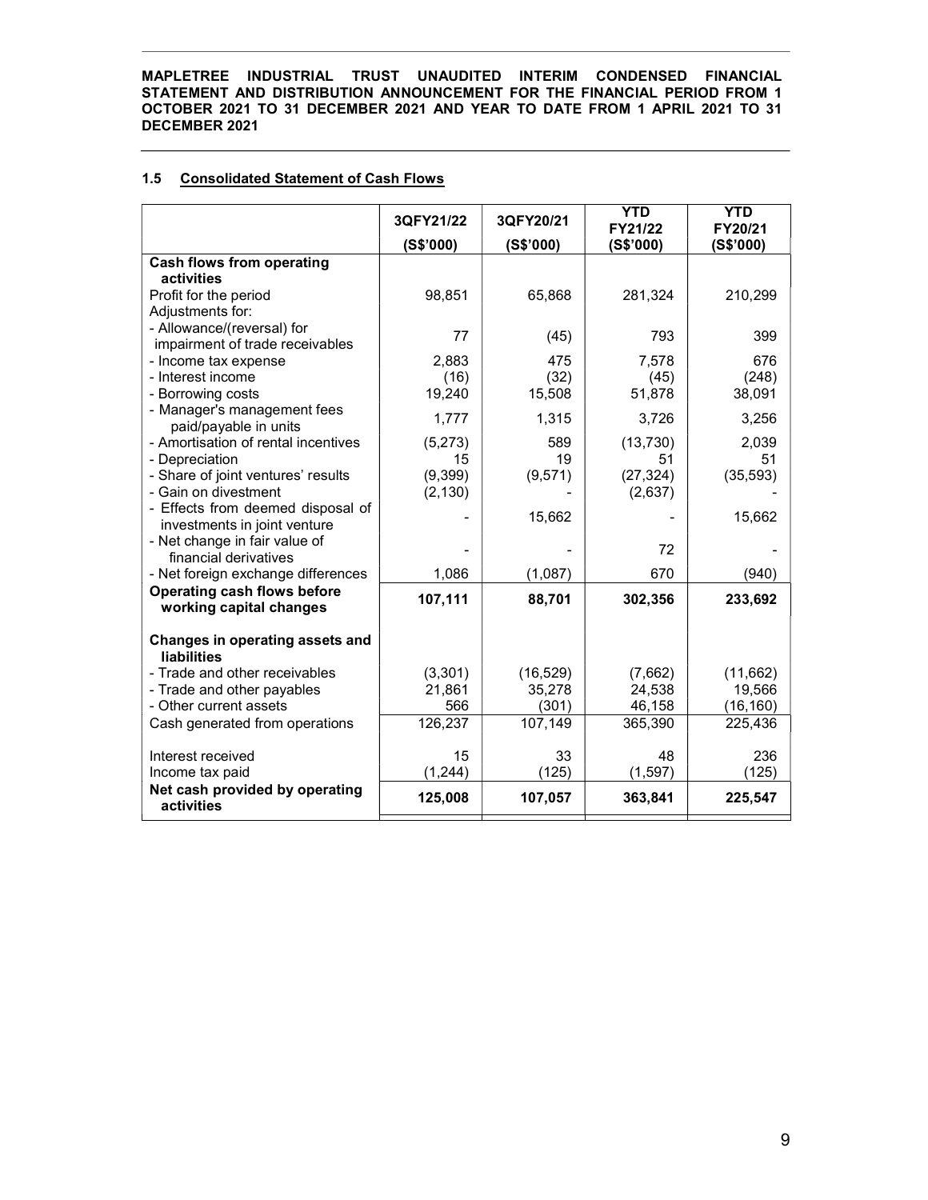**MAPLETREE INDUSTRIAL TRUST UNAUDITED INTERIM CONDENSED FINANCIAL STATEMENT AND DISTRIBUTION ANNOUNCEMENT FOR THE FINANCIAL PERIOD FROM 1 OCTOBER 2021 TO 31 DECEMBER 2021 AND YEAR TO DATE FROM 1 APRIL 2021 TO 31 DECEMBER 2021**

## 1.5 Consolidated Statement of Cash Flows

| | 3QFY21/22 (S$'000) | 3QFY20/21 (S$'000) | YTD FY21/22 (S$'000) | YTD FY20/21 (S$'000) |
|---|---|---|---|---|
| **Cash flows from operating activities** | | | | |
| Profit for the period | 98,851 | 65,868 | 281,324 | 210,299 |
| Adjustments for: | | | | |
| - Allowance/(reversal) for impairment of trade receivables | 77 | (45) | 793 | 399 |
| - Income tax expense | 2,883 | 475 | 7,578 | 676 |
| - Interest income | (16) | (32) | (45) | (248) |
| - Borrowing costs | 19,240 | 15,508 | 51,878 | 38,091 |
| - Manager's management fees paid/payable in units | 1,777 | 1,315 | 3,726 | 3,256 |
| - Amortisation of rental incentives | (5,273) | 589 | (13,730) | 2,039 |
| - Depreciation | 15 | 19 | 51 | 51 |
| - Share of joint ventures' results | (9,399) | (9,571) | (27,324) | (35,593) |
| - Gain on divestment | (2,130) | - | (2,637) | - |
| - Effects from deemed disposal of investments in joint venture | - | 15,662 | - | 15,662 |
| - Net change in fair value of financial derivatives | - | - | 72 | - |
| - Net foreign exchange differences | 1,086 | (1,087) | 670 | (940) |
| **Operating cash flows before working capital changes** | **107,111** | **88,701** | **302,356** | **233,692** |
| **Changes in operating assets and liabilities** | | | | |
| - Trade and other receivables | (3,301) | (16,529) | (7,662) | (11,662) |
| - Trade and other payables | 21,861 | 35,278 | 24,538 | 19,566 |
| - Other current assets | 566 | (301) | 46,158 | (16,160) |
| Cash generated from operations | 126,237 | 107,149 | 365,390 | 225,436 |
| Interest received | 15 | 33 | 48 | 236 |
| Income tax paid | (1,244) | (125) | (1,597) | (125) |
| **Net cash provided by operating activities** | **125,008** | **107,057** | **363,841** | **225,547** |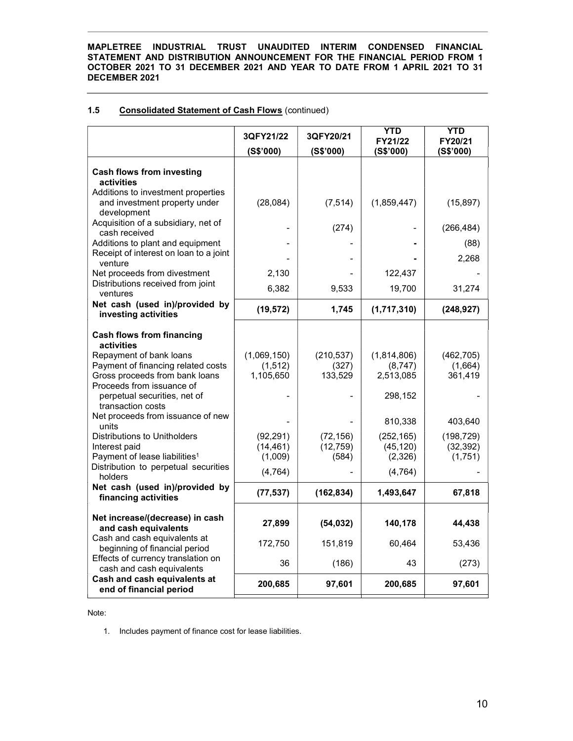### 1.5 Consolidated Statement of Cash Flows (continued)

| | 3QFY21/22 (S$'000) | 3QFY20/21 (S$'000) | YTD FY21/22 (S$'000) | YTD FY20/21 (S$'000) |
|---|---|---|---|---|
| **Cash flows from investing activities** | | | | |
| Additions to investment properties and investment property under development | (28,084) | (7,514) | (1,859,447) | (15,897) |
| Acquisition of a subsidiary, net of cash received | - | (274) | - | (266,484) |
| Additions to plant and equipment | - | - | - | (88) |
| Receipt of interest on loan to a joint venture | - | - | - | 2,268 |
| Net proceeds from divestment | 2,130 | - | 122,437 | - |
| Distributions received from joint ventures | 6,382 | 9,533 | 19,700 | 31,274 |
| **Net cash (used in)/provided by investing activities** | **(19,572)** | **1,745** | **(1,717,310)** | **(248,927)** |
| **Cash flows from financing activities** | | | | |
| Repayment of bank loans | (1,069,150) | (210,537) | (1,814,806) | (462,705) |
| Payment of financing related costs | (1,512) | (327) | (8,747) | (1,664) |
| Gross proceeds from bank loans | 1,105,650 | 133,529 | 2,513,085 | 361,419 |
| Proceeds from issuance of perpetual securities, net of transaction costs | - | - | 298,152 | - |
| Net proceeds from issuance of new units | - | - | 810,338 | 403,640 |
| Distributions to Unitholders | (92,291) | (72,156) | (252,165) | (198,729) |
| Interest paid | (14,461) | (12,759) | (45,120) | (32,392) |
| Payment of lease liabilities[1] | (1,009) | (584) | (2,326) | (1,751) |
| Distribution to perpetual securities holders | (4,764) | - | (4,764) | - |
| **Net cash (used in)/provided by financing activities** | **(77,537)** | **(162,834)** | **1,493,647** | **67,818** |
| **Net increase/(decrease) in cash and cash equivalents** | **27,899** | **(54,032)** | **140,178** | **44,438** |
| Cash and cash equivalents at beginning of financial period | 172,750 | 151,819 | 60,464 | 53,436 |
| Effects of currency translation on cash and cash equivalents | 36 | (186) | 43 | (273) |
| **Cash and cash equivalents at end of financial period** | **200,685** | **97,601** | **200,685** | **97,601** |

Note:

1. Includes payment of finance cost for lease liabilities.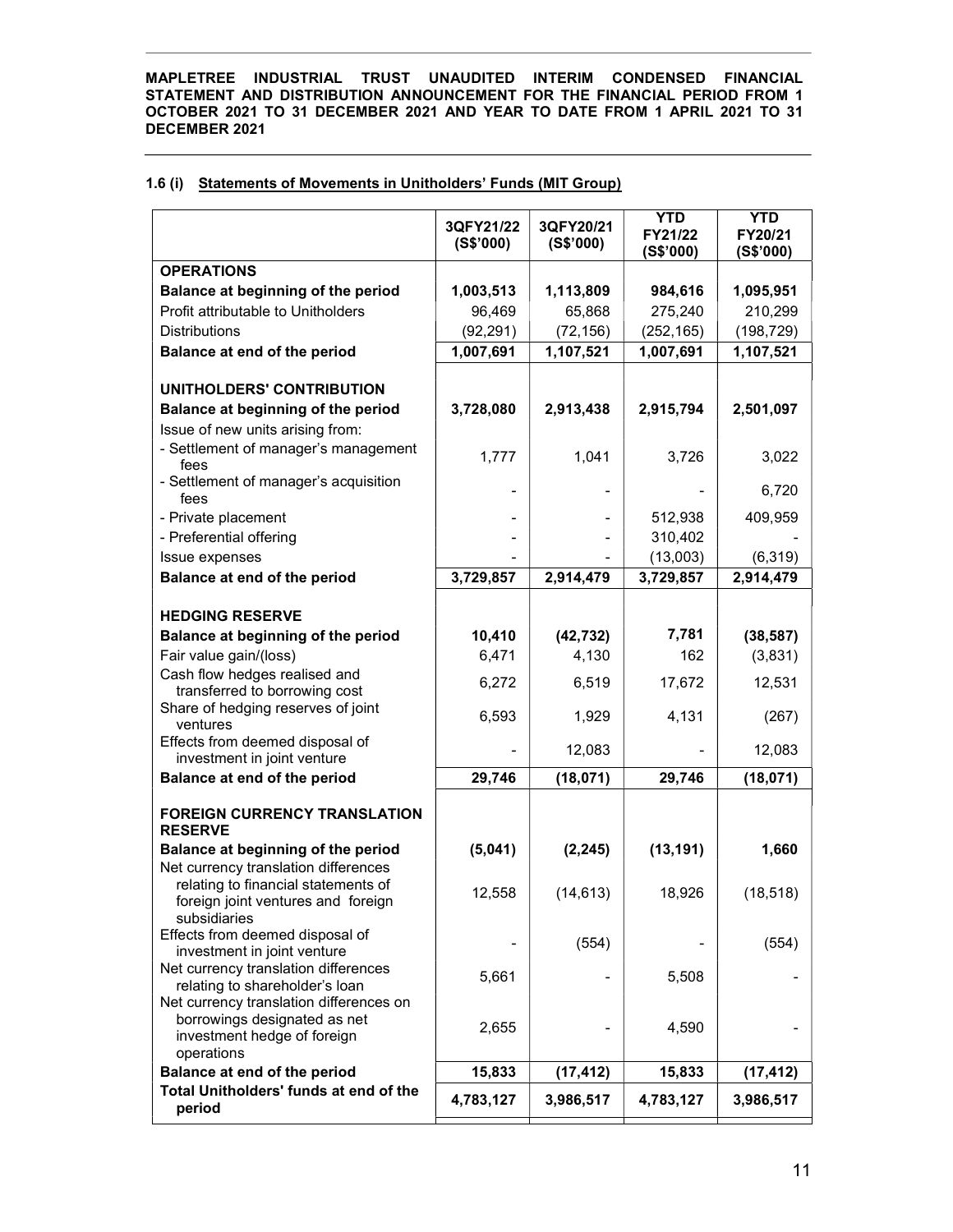### 1.6 (i) Statements of Movements in Unitholders' Funds (MIT Group)

| | 3QFY21/22 (S$'000) | 3QFY20/21 (S$'000) | YTD FY21/22 (S$'000) | YTD FY20/21 (S$'000) |
|---|---|---|---|---|
| **OPERATIONS** | | | | |
| **Balance at beginning of the period** | **1,003,513** | **1,113,809** | **984,616** | **1,095,951** |
| Profit attributable to Unitholders | 96,469 | 65,868 | 275,240 | 210,299 |
| Distributions | (92,291) | (72,156) | (252,165) | (198,729) |
| **Balance at end of the period** | **1,007,691** | **1,107,521** | **1,007,691** | **1,107,521** |
| | | | | |
| **UNITHOLDERS' CONTRIBUTION** | | | | |
| **Balance at beginning of the period** | **3,728,080** | **2,913,438** | **2,915,794** | **2,501,097** |
| Issue of new units arising from: | | | | |
| - Settlement of manager's management fees | 1,777 | 1,041 | 3,726 | 3,022 |
| - Settlement of manager's acquisition fees | - | - | - | 6,720 |
| - Private placement | - | - | 512,938 | 409,959 |
| - Preferential offering | - | - | 310,402 | - |
| Issue expenses | - | - | (13,003) | (6,319) |
| **Balance at end of the period** | **3,729,857** | **2,914,479** | **3,729,857** | **2,914,479** |
| | | | | |
| **HEDGING RESERVE** | | | | |
| **Balance at beginning of the period** | **10,410** | **(42,732)** | **7,781** | **(38,587)** |
| Fair value gain/(loss) | 6,471 | 4,130 | 162 | (3,831) |
| Cash flow hedges realised and transferred to borrowing cost | 6,272 | 6,519 | 17,672 | 12,531 |
| Share of hedging reserves of joint ventures | 6,593 | 1,929 | 4,131 | (267) |
| Effects from deemed disposal of investment in joint venture | - | 12,083 | - | 12,083 |
| **Balance at end of the period** | **29,746** | **(18,071)** | **29,746** | **(18,071)** |
| | | | | |
| **FOREIGN CURRENCY TRANSLATION RESERVE** | | | | |
| **Balance at beginning of the period** | **(5,041)** | **(2,245)** | **(13,191)** | **1,660** |
| Net currency translation differences relating to financial statements of foreign joint ventures and foreign subsidiaries | 12,558 | (14,613) | 18,926 | (18,518) |
| Effects from deemed disposal of investment in joint venture | - | (554) | - | (554) |
| Net currency translation differences relating to shareholder's loan | 5,661 | - | 5,508 | - |
| Net currency translation differences on borrowings designated as net investment hedge of foreign operations | 2,655 | - | 4,590 | - |
| **Balance at end of the period** | **15,833** | **(17,412)** | **15,833** | **(17,412)** |
| **Total Unitholders' funds at end of the period** | **4,783,127** | **3,986,517** | **4,783,127** | **3,986,517** |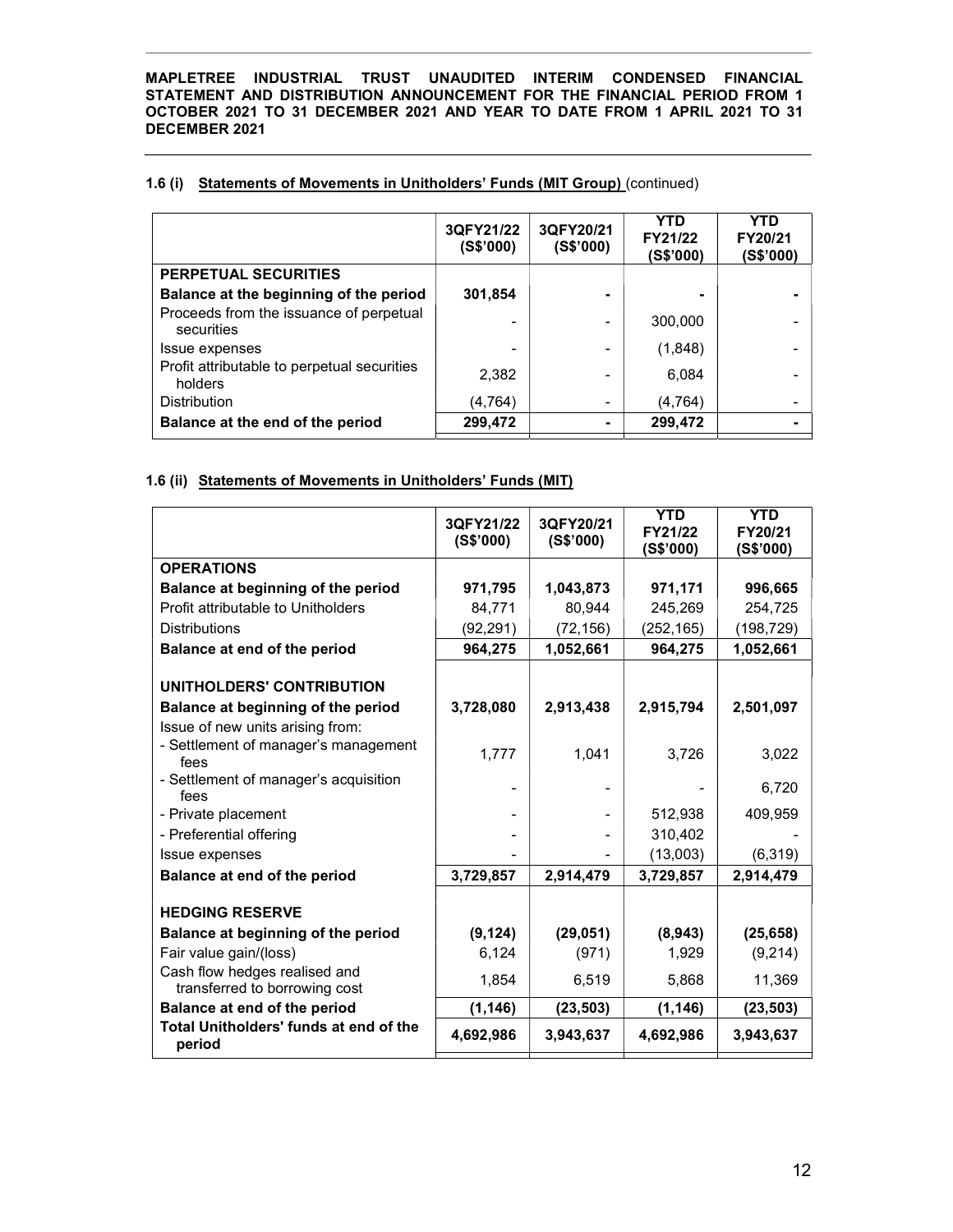## 1.6 (i) Statements of Movements in Unitholders' Funds (MIT Group) (continued)

| | 3QFY21/22 (S$'000) | 3QFY20/21 (S$'000) | YTD FY21/22 (S$'000) | YTD FY20/21 (S$'000) |
|---|---|---|---|---|
| **PERPETUAL SECURITIES** | | | | |
| **Balance at the beginning of the period** | **301,854** | **-** | **-** | **-** |
| Proceeds from the issuance of perpetual securities | - | - | 300,000 | - |
| Issue expenses | - | - | (1,848) | - |
| Profit attributable to perpetual securities holders | 2,382 | - | 6,084 | - |
| Distribution | (4,764) | - | (4,764) | - |
| **Balance at the end of the period** | **299,472** | **-** | **299,472** | **-** |

## 1.6 (ii) Statements of Movements in Unitholders' Funds (MIT)

| | 3QFY21/22 (S$'000) | 3QFY20/21 (S$'000) | YTD FY21/22 (S$'000) | YTD FY20/21 (S$'000) |
|---|---|---|---|---|
| **OPERATIONS** | | | | |
| **Balance at beginning of the period** | **971,795** | **1,043,873** | **971,171** | **996,665** |
| Profit attributable to Unitholders | 84,771 | 80,944 | 245,269 | 254,725 |
| Distributions | (92,291) | (72,156) | (252,165) | (198,729) |
| **Balance at end of the period** | **964,275** | **1,052,661** | **964,275** | **1,052,661** |
| | | | | |
| **UNITHOLDERS' CONTRIBUTION** | | | | |
| **Balance at beginning of the period** | **3,728,080** | **2,913,438** | **2,915,794** | **2,501,097** |
| Issue of new units arising from: | | | | |
| - Settlement of manager's management fees | 1,777 | 1,041 | 3,726 | 3,022 |
| - Settlement of manager's acquisition fees | - | - | - | 6,720 |
| - Private placement | - | - | 512,938 | 409,959 |
| - Preferential offering | - | - | 310,402 | - |
| Issue expenses | - | - | (13,003) | (6,319) |
| **Balance at end of the period** | **3,729,857** | **2,914,479** | **3,729,857** | **2,914,479** |
| | | | | |
| **HEDGING RESERVE** | | | | |
| **Balance at beginning of the period** | **(9,124)** | **(29,051)** | **(8,943)** | **(25,658)** |
| Fair value gain/(loss) | 6,124 | (971) | 1,929 | (9,214) |
| Cash flow hedges realised and transferred to borrowing cost | 1,854 | 6,519 | 5,868 | 11,369 |
| **Balance at end of the period** | **(1,146)** | **(23,503)** | **(1,146)** | **(23,503)** |
| **Total Unitholders' funds at end of the period** | **4,692,986** | **3,943,637** | **4,692,986** | **3,943,637** |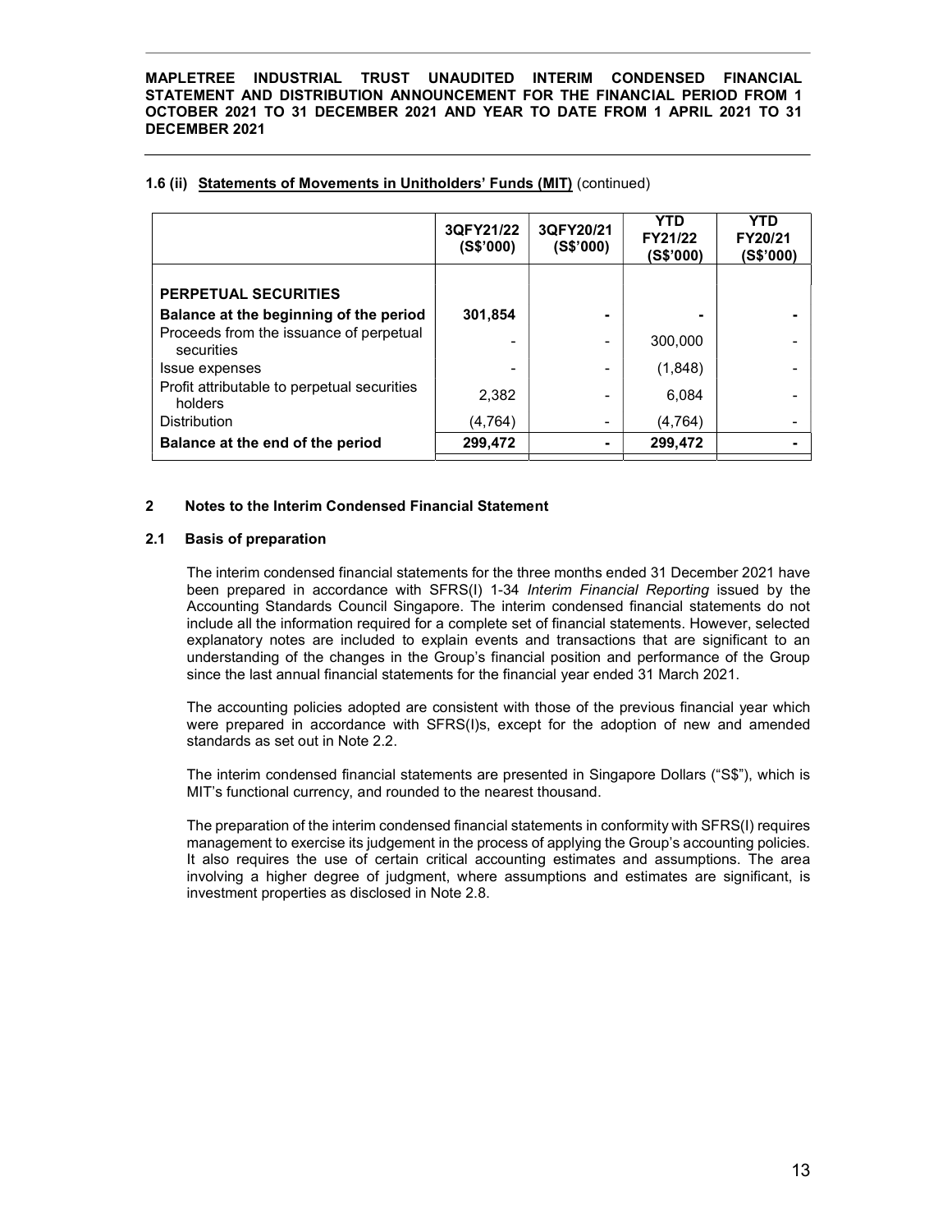### 1.6 (ii) Statements of Movements in Unitholders' Funds (MIT) (continued)

| | 3QFY21/22 (S$'000) | 3QFY20/21 (S$'000) | YTD FY21/22 (S$'000) | YTD FY20/21 (S$'000) |
|---|---|---|---|---|
| **PERPETUAL SECURITIES** | | | | |
| **Balance at the beginning of the period** | **301,854** | **-** | **-** | **-** |
| Proceeds from the issuance of perpetual securities | - | - | 300,000 | - |
| Issue expenses | - | - | (1,848) | - |
| Profit attributable to perpetual securities holders | 2,382 | - | 6,084 | - |
| Distribution | (4,764) | - | (4,764) | - |
| **Balance at the end of the period** | **299,472** | **-** | **299,472** | **-** |

## 2 Notes to the Interim Condensed Financial Statement

### 2.1 Basis of preparation

The interim condensed financial statements for the three months ended 31 December 2021 have been prepared in accordance with SFRS(I) 1-34 *Interim Financial Reporting* issued by the Accounting Standards Council Singapore. The interim condensed financial statements do not include all the information required for a complete set of financial statements. However, selected explanatory notes are included to explain events and transactions that are significant to an understanding of the changes in the Group's financial position and performance of the Group since the last annual financial statements for the financial year ended 31 March 2021.

The accounting policies adopted are consistent with those of the previous financial year which were prepared in accordance with SFRS(I)s, except for the adoption of new and amended standards as set out in Note 2.2.

The interim condensed financial statements are presented in Singapore Dollars ("S$"), which is MIT's functional currency, and rounded to the nearest thousand.

The preparation of the interim condensed financial statements in conformity with SFRS(I) requires management to exercise its judgement in the process of applying the Group's accounting policies. It also requires the use of certain critical accounting estimates and assumptions. The area involving a higher degree of judgment, where assumptions and estimates are significant, is investment properties as disclosed in Note 2.8.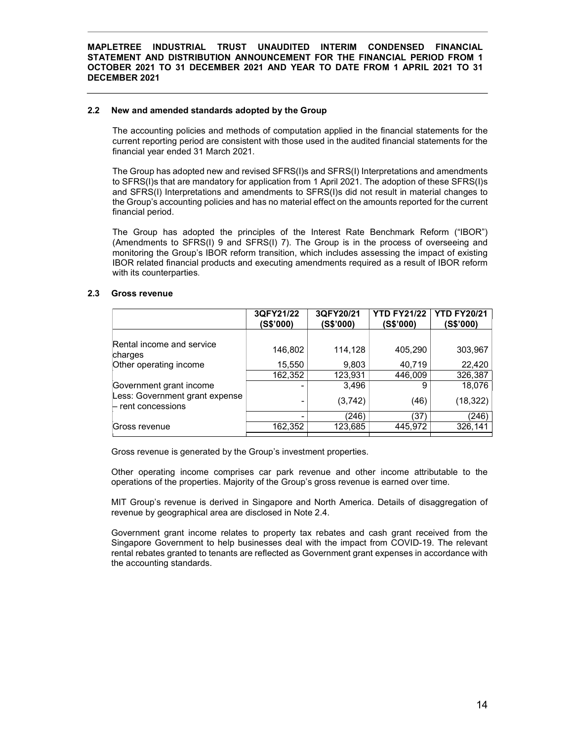### 2.2 New and amended standards adopted by the Group

The accounting policies and methods of computation applied in the financial statements for the current reporting period are consistent with those used in the audited financial statements for the financial year ended 31 March 2021.

The Group has adopted new and revised SFRS(I)s and SFRS(I) Interpretations and amendments to SFRS(I)s that are mandatory for application from 1 April 2021. The adoption of these SFRS(I)s and SFRS(I) Interpretations and amendments to SFRS(I)s did not result in material changes to the Group's accounting policies and has no material effect on the amounts reported for the current financial period.

The Group has adopted the principles of the Interest Rate Benchmark Reform ("IBOR") (Amendments to SFRS(I) 9 and SFRS(I) 7). The Group is in the process of overseeing and monitoring the Group's IBOR reform transition, which includes assessing the impact of existing IBOR related financial products and executing amendments required as a result of IBOR reform with its counterparties.

### 2.3 Gross revenue

| | 3QFY21/22 (S$'000) | 3QFY20/21 (S$'000) | YTD FY21/22 (S$'000) | YTD FY20/21 (S$'000) |
|---|---|---|---|---|
| Rental income and service charges | 146,802 | 114,128 | 405,290 | 303,967 |
| Other operating income | 15,550 | 9,803 | 40,719 | 22,420 |
| | 162,352 | 123,931 | 446,009 | 326,387 |
| Government grant income | - | 3,496 | 9 | 18,076 |
| Less: Government grant expense – rent concessions | - | (3,742) | (46) | (18,322) |
| | - | (246) | (37) | (246) |
| Gross revenue | 162,352 | 123,685 | 445,972 | 326,141 |

Gross revenue is generated by the Group's investment properties.

Other operating income comprises car park revenue and other income attributable to the operations of the properties. Majority of the Group's gross revenue is earned over time.

MIT Group's revenue is derived in Singapore and North America. Details of disaggregation of revenue by geographical area are disclosed in Note 2.4.

Government grant income relates to property tax rebates and cash grant received from the Singapore Government to help businesses deal with the impact from COVID-19. The relevant rental rebates granted to tenants are reflected as Government grant expenses in accordance with the accounting standards.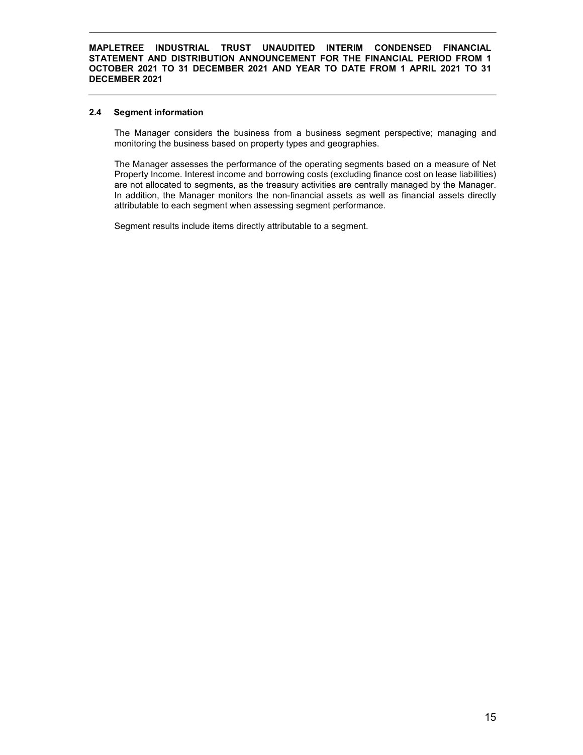### 2.4 Segment information

The Manager considers the business from a business segment perspective; managing and monitoring the business based on property types and geographies.

The Manager assesses the performance of the operating segments based on a measure of Net Property Income. Interest income and borrowing costs (excluding finance cost on lease liabilities) are not allocated to segments, as the treasury activities are centrally managed by the Manager. In addition, the Manager monitors the non-financial assets as well as financial assets directly attributable to each segment when assessing segment performance.

Segment results include items directly attributable to a segment.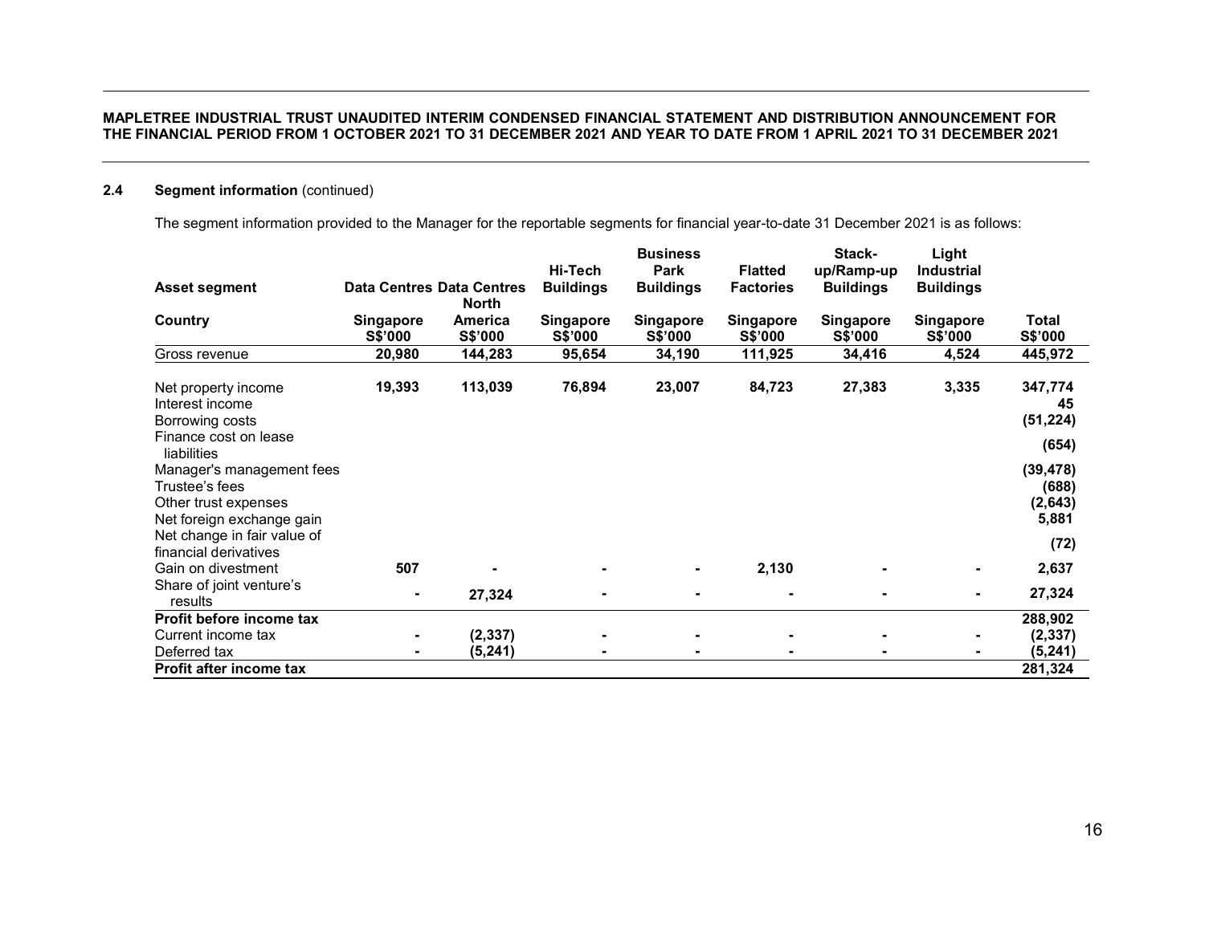### 2.4 Segment information (continued)

The segment information provided to the Manager for the reportable segments for financial year-to-date 31 December 2021 is as follows:

| Asset segment | Data Centres | Data Centres | Hi-Tech Buildings | Business Park Buildings | Flatted Factories | Stack-up/Ramp-up Buildings | Light Industrial Buildings | |
|---|---|---|---|---|---|---|---|---|
| Country | Singapore S$'000 | North America S$'000 | Singapore S$'000 | Singapore S$'000 | Singapore S$'000 | Singapore S$'000 | Singapore S$'000 | Total S$'000 |
| Gross revenue | 20,980 | 144,283 | 95,654 | 34,190 | 111,925 | 34,416 | 4,524 | 445,972 |
| Net property income | 19,393 | 113,039 | 76,894 | 23,007 | 84,723 | 27,383 | 3,335 | 347,774 |
| Interest income | | | | | | | | 45 |
| Borrowing costs | | | | | | | | (51,224) |
| Finance cost on lease liabilities | | | | | | | | (654) |
| Manager's management fees | | | | | | | | (39,478) |
| Trustee's fees | | | | | | | | (688) |
| Other trust expenses | | | | | | | | (2,643) |
| Net foreign exchange gain | | | | | | | | 5,881 |
| Net change in fair value of financial derivatives | | | | | | | | (72) |
| Gain on divestment | 507 | - | - | - | 2,130 | - | - | 2,637 |
| Share of joint venture's results | - | 27,324 | - | - | - | - | - | 27,324 |
| **Profit before income tax** | | | | | | | | 288,902 |
| Current income tax | - | (2,337) | - | - | - | - | - | (2,337) |
| Deferred tax | - | (5,241) | - | - | - | - | - | (5,241) |
| **Profit after income tax** | | | | | | | | 281,324 |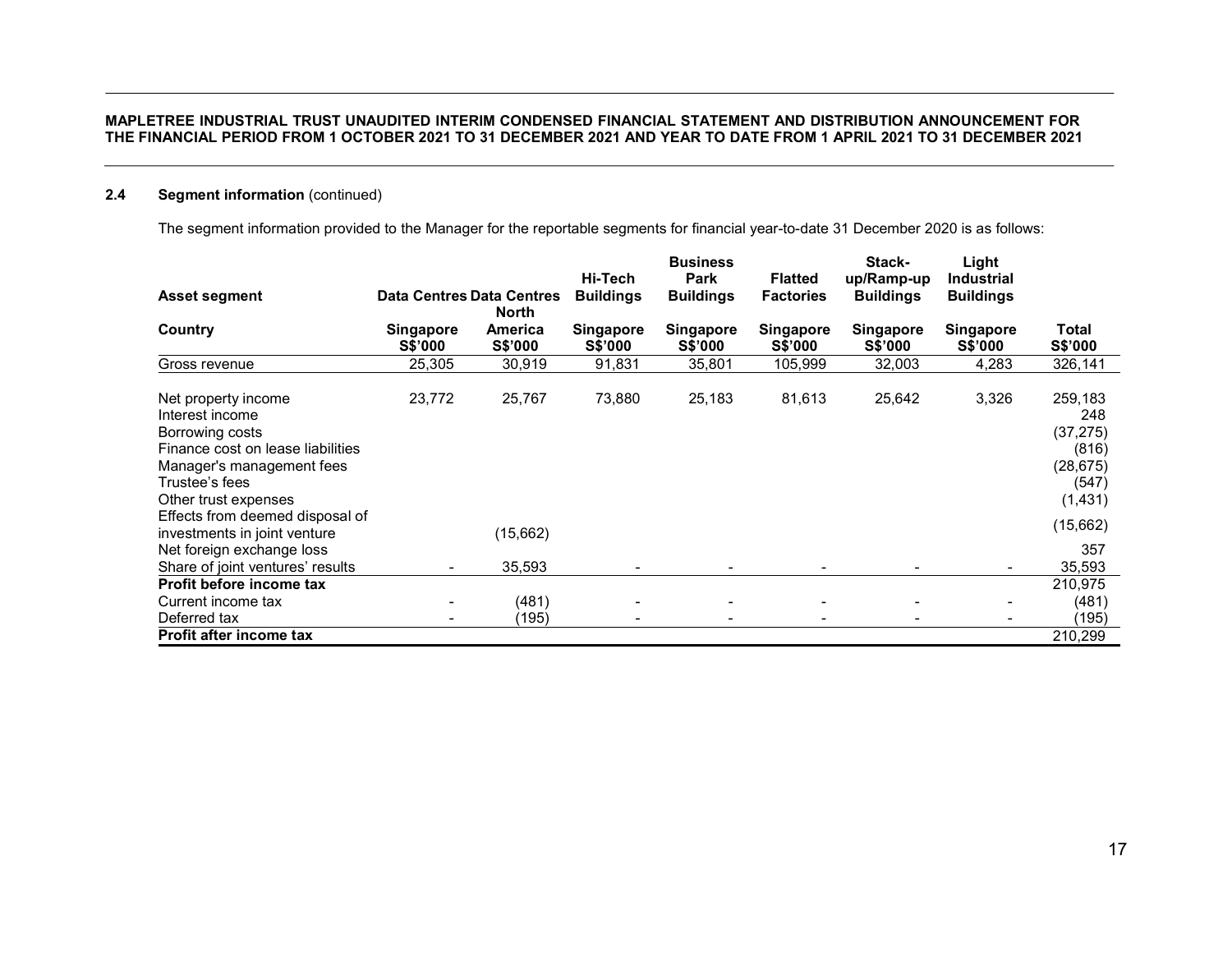### 2.4 Segment information (continued)

The segment information provided to the Manager for the reportable segments for financial year-to-date 31 December 2020 is as follows:

| Asset segment | Data Centres | Data Centres | Hi-Tech Buildings | Business Park Buildings | Flatted Factories | Stack-up/Ramp-up Buildings | Light Industrial Buildings | |
|---|---|---|---|---|---|---|---|---|
| **Country** | **Singapore S$'000** | **North America S$'000** | **Singapore S$'000** | **Singapore S$'000** | **Singapore S$'000** | **Singapore S$'000** | **Singapore S$'000** | **Total S$'000** |
| Gross revenue | 25,305 | 30,919 | 91,831 | 35,801 | 105,999 | 32,003 | 4,283 | 326,141 |
| Net property income | 23,772 | 25,767 | 73,880 | 25,183 | 81,613 | 25,642 | 3,326 | 259,183 |
| Interest income | | | | | | | | 248 |
| Borrowing costs | | | | | | | | (37,275) |
| Finance cost on lease liabilities | | | | | | | | (816) |
| Manager's management fees | | | | | | | | (28,675) |
| Trustee's fees | | | | | | | | (547) |
| Other trust expenses | | | | | | | | (1,431) |
| Effects from deemed disposal of investments in joint venture | | (15,662) | | | | | | (15,662) |
| Net foreign exchange loss | | | | | | | | 357 |
| Share of joint ventures' results | - | 35,593 | - | - | - | - | - | 35,593 |
| **Profit before income tax** | | | | | | | | 210,975 |
| Current income tax | - | (481) | - | - | - | - | - | (481) |
| Deferred tax | - | (195) | - | - | - | - | - | (195) |
| **Profit after income tax** | | | | | | | | 210,299 |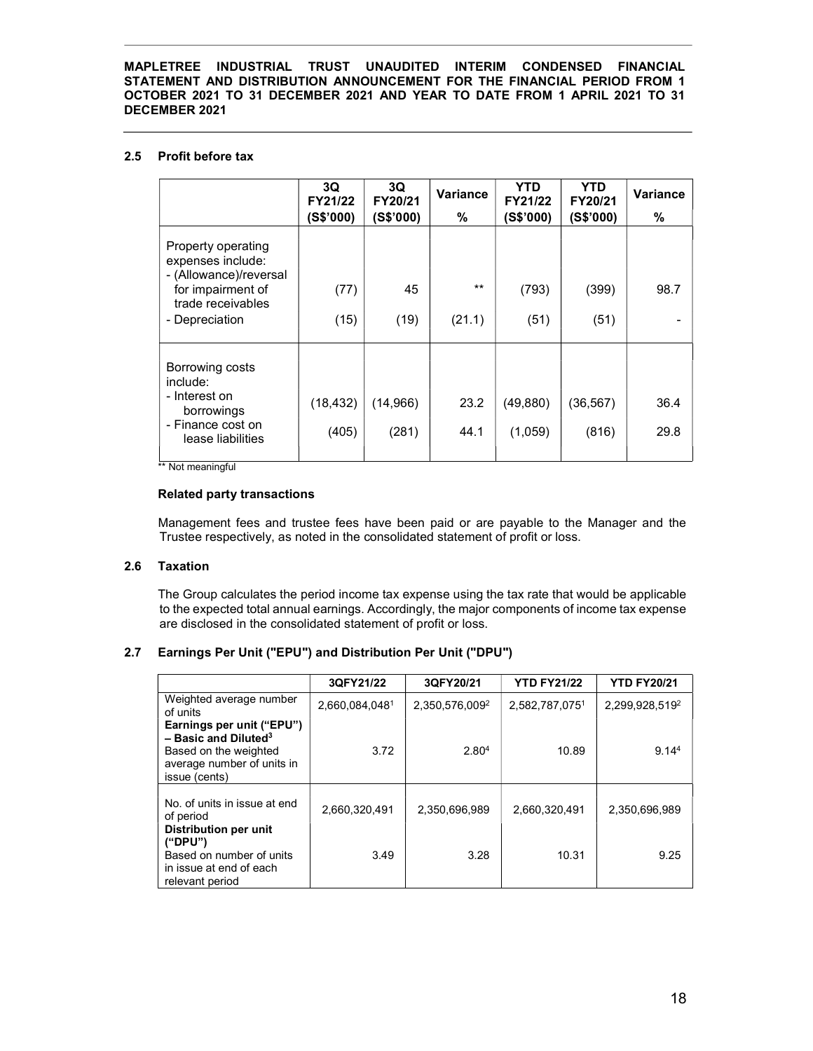### 2.5 Profit before tax

| | 3Q FY21/22 (S$'000) | 3Q FY20/21 (S$'000) | Variance % | YTD FY21/22 (S$'000) | YTD FY20/21 (S$'000) | Variance % |
|---|---|---|---|---|---|---|
| Property operating expenses include: | | | | | | |
| - (Allowance)/reversal for impairment of trade receivables | (77) | 45 | ** | (793) | (399) | 98.7 |
| - Depreciation | (15) | (19) | (21.1) | (51) | (51) | - |
| Borrowing costs include: | | | | | | |
| - Interest on borrowings | (18,432) | (14,966) | 23.2 | (49,880) | (36,567) | 36.4 |
| - Finance cost on lease liabilities | (405) | (281) | 44.1 | (1,059) | (816) | 29.8 |

** Not meaningful

**Related party transactions**

Management fees and trustee fees have been paid or are payable to the Manager and the Trustee respectively, as noted in the consolidated statement of profit or loss.

### 2.6 Taxation

The Group calculates the period income tax expense using the tax rate that would be applicable to the expected total annual earnings. Accordingly, the major components of income tax expense are disclosed in the consolidated statement of profit or loss.

### 2.7 Earnings Per Unit ("EPU") and Distribution Per Unit ("DPU")

| | 3QFY21/22 | 3QFY20/21 | YTD FY21/22 | YTD FY20/21 |
|---|---|---|---|---|
| Weighted average number of units | 2,660,084,048[1] | 2,350,576,009[2] | 2,582,787,075[1] | 2,299,928,519[2] |
| **Earnings per unit ("EPU") – Basic and Diluted[3]** Based on the weighted average number of units in issue (cents) | 3.72 | 2.80[4] | 10.89 | 9.14[4] |
| No. of units in issue at end of period | 2,660,320,491 | 2,350,696,989 | 2,660,320,491 | 2,350,696,989 |
| **Distribution per unit ("DPU")** Based on number of units in issue at end of each relevant period | 3.49 | 3.28 | 10.31 | 9.25 |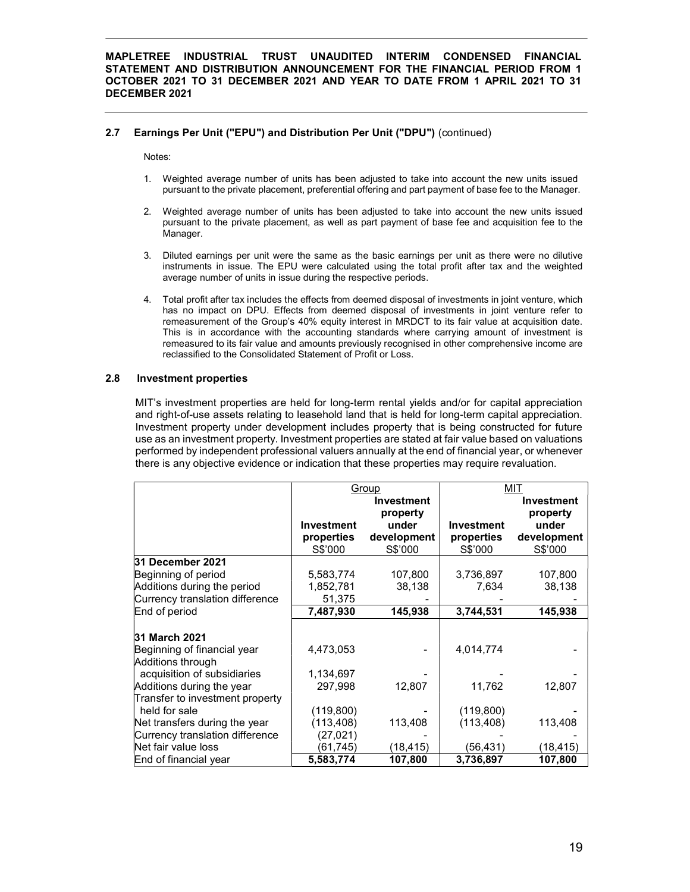### 2.7 Earnings Per Unit ("EPU") and Distribution Per Unit ("DPU") (continued)

Notes:

1. Weighted average number of units has been adjusted to take into account the new units issued pursuant to the private placement, preferential offering and part payment of base fee to the Manager.
2. Weighted average number of units has been adjusted to take into account the new units issued pursuant to the private placement, as well as part payment of base fee and acquisition fee to the Manager.
3. Diluted earnings per unit were the same as the basic earnings per unit as there were no dilutive instruments in issue. The EPU were calculated using the total profit after tax and the weighted average number of units in issue during the respective periods.
4. Total profit after tax includes the effects from deemed disposal of investments in joint venture, which has no impact on DPU. Effects from deemed disposal of investments in joint venture refer to remeasurement of the Group's 40% equity interest in MRDCT to its fair value at acquisition date. This is in accordance with the accounting standards where carrying amount of investment is remeasured to its fair value and amounts previously recognised in other comprehensive income are reclassified to the Consolidated Statement of Profit or Loss.

### 2.8 Investment properties

MIT's investment properties are held for long-term rental yields and/or for capital appreciation and right-of-use assets relating to leasehold land that is held for long-term capital appreciation. Investment property under development includes property that is being constructed for future use as an investment property. Investment properties are stated at fair value based on valuations performed by independent professional valuers annually at the end of financial year, or whenever there is any objective evidence or indication that these properties may require revaluation.

| | Group | | MIT | |
|---|---|---|---|---|
| | Investment properties<br>S$'000 | Investment property under development<br>S$'000 | Investment properties<br>S$'000 | Investment property under development<br>S$'000 |
| **31 December 2021** | | | | |
| Beginning of period | 5,583,774 | 107,800 | 3,736,897 | 107,800 |
| Additions during the period | 1,852,781 | 38,138 | 7,634 | 38,138 |
| Currency translation difference | 51,375 | - | - | - |
| End of period | **7,487,930** | **145,938** | **3,744,531** | **145,938** |
| **31 March 2021** | | | | |
| Beginning of financial year | 4,473,053 | - | 4,014,774 | - |
| Additions through acquisition of subsidiaries | 1,134,697 | - | - | - |
| Additions during the year | 297,998 | 12,807 | 11,762 | 12,807 |
| Transfer to investment property held for sale | (119,800) | - | (119,800) | - |
| Net transfers during the year | (113,408) | 113,408 | (113,408) | 113,408 |
| Currency translation difference | (27,021) | - | - | - |
| Net fair value loss | (61,745) | (18,415) | (56,431) | (18,415) |
| End of financial year | **5,583,774** | **107,800** | **3,736,897** | **107,800** |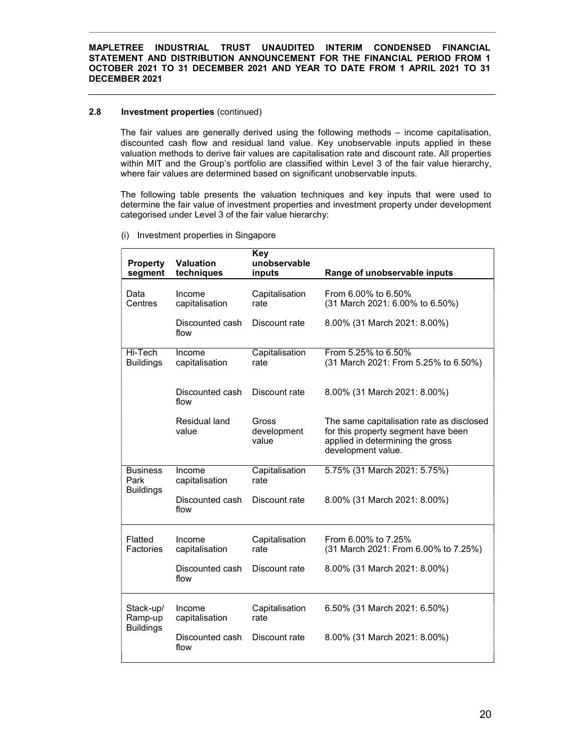### 2.8 Investment properties (continued)

The fair values are generally derived using the following methods – income capitalisation, discounted cash flow and residual land value. Key unobservable inputs applied in these valuation methods to derive fair values are capitalisation rate and discount rate. All properties within MIT and the Group's portfolio are classified within Level 3 of the fair value hierarchy, where fair values are determined based on significant unobservable inputs.

The following table presents the valuation techniques and key inputs that were used to determine the fair value of investment properties and investment property under development categorised under Level 3 of the fair value hierarchy:

(i) Investment properties in Singapore

| Property segment | Valuation techniques | Key unobservable inputs | Range of unobservable inputs |
|---|---|---|---|
| Data Centres | Income capitalisation | Capitalisation rate | From 6.00% to 6.50% (31 March 2021: 6.00% to 6.50%) |
| | Discounted cash flow | Discount rate | 8.00% (31 March 2021: 8.00%) |
| Hi-Tech Buildings | Income capitalisation | Capitalisation rate | From 5.25% to 6.50% (31 March 2021: From 5.25% to 6.50%) |
| | Discounted cash flow | Discount rate | 8.00% (31 March 2021: 8.00%) |
| | Residual land value | Gross development value | The same capitalisation rate as disclosed for this property segment have been applied in determining the gross development value. |
| Business Park Buildings | Income capitalisation | Capitalisation rate | 5.75% (31 March 2021: 5.75%) |
| | Discounted cash flow | Discount rate | 8.00% (31 March 2021: 8.00%) |
| Flatted Factories | Income capitalisation | Capitalisation rate | From 6.00% to 7.25% (31 March 2021: From 6.00% to 7.25%) |
| | Discounted cash flow | Discount rate | 8.00% (31 March 2021: 8.00%) |
| Stack-up/ Ramp-up Buildings | Income capitalisation | Capitalisation rate | 6.50% (31 March 2021: 6.50%) |
| | Discounted cash flow | Discount rate | 8.00% (31 March 2021: 8.00%) |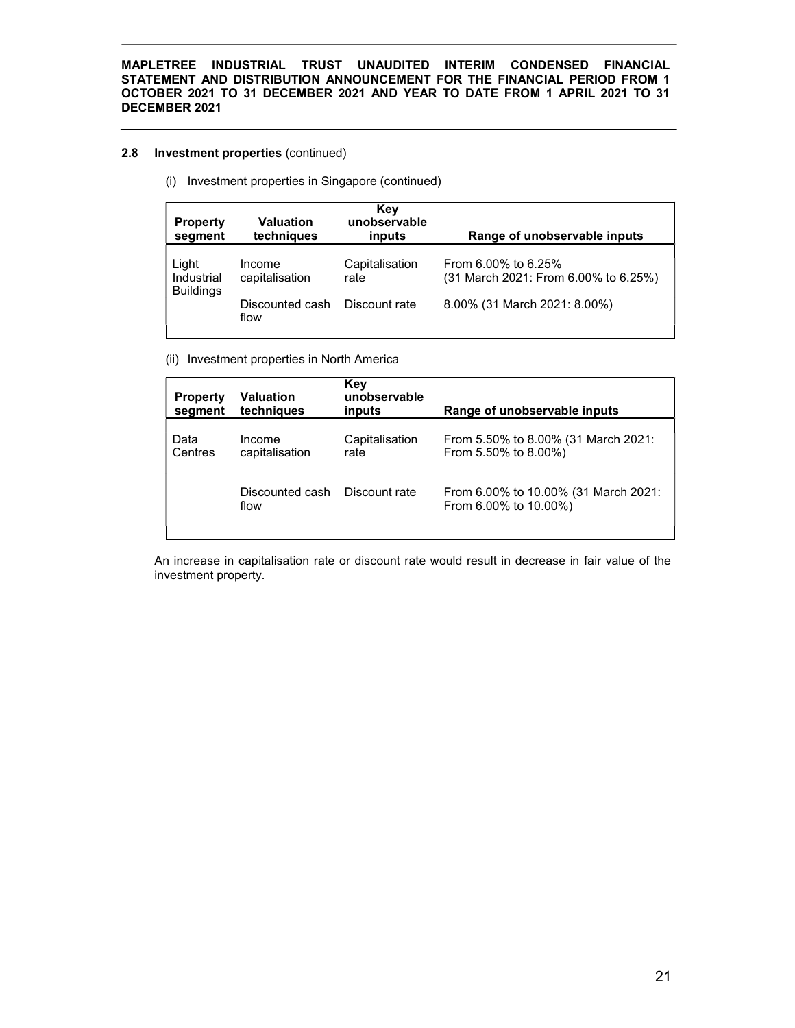### 2.8 Investment properties (continued)

(i) Investment properties in Singapore (continued)

| Property segment | Valuation techniques | Key unobservable inputs | Range of unobservable inputs |
|---|---|---|---|
| Light Industrial Buildings | Income capitalisation | Capitalisation rate | From 6.00% to 6.25% (31 March 2021: From 6.00% to 6.25%) |
| | Discounted cash flow | Discount rate | 8.00% (31 March 2021: 8.00%) |

(ii) Investment properties in North America

| Property segment | Valuation techniques | Key unobservable inputs | Range of unobservable inputs |
|---|---|---|---|
| Data Centres | Income capitalisation | Capitalisation rate | From 5.50% to 8.00% (31 March 2021: From 5.50% to 8.00%) |
| | Discounted cash flow | Discount rate | From 6.00% to 10.00% (31 March 2021: From 6.00% to 10.00%) |

An increase in capitalisation rate or discount rate would result in decrease in fair value of the investment property.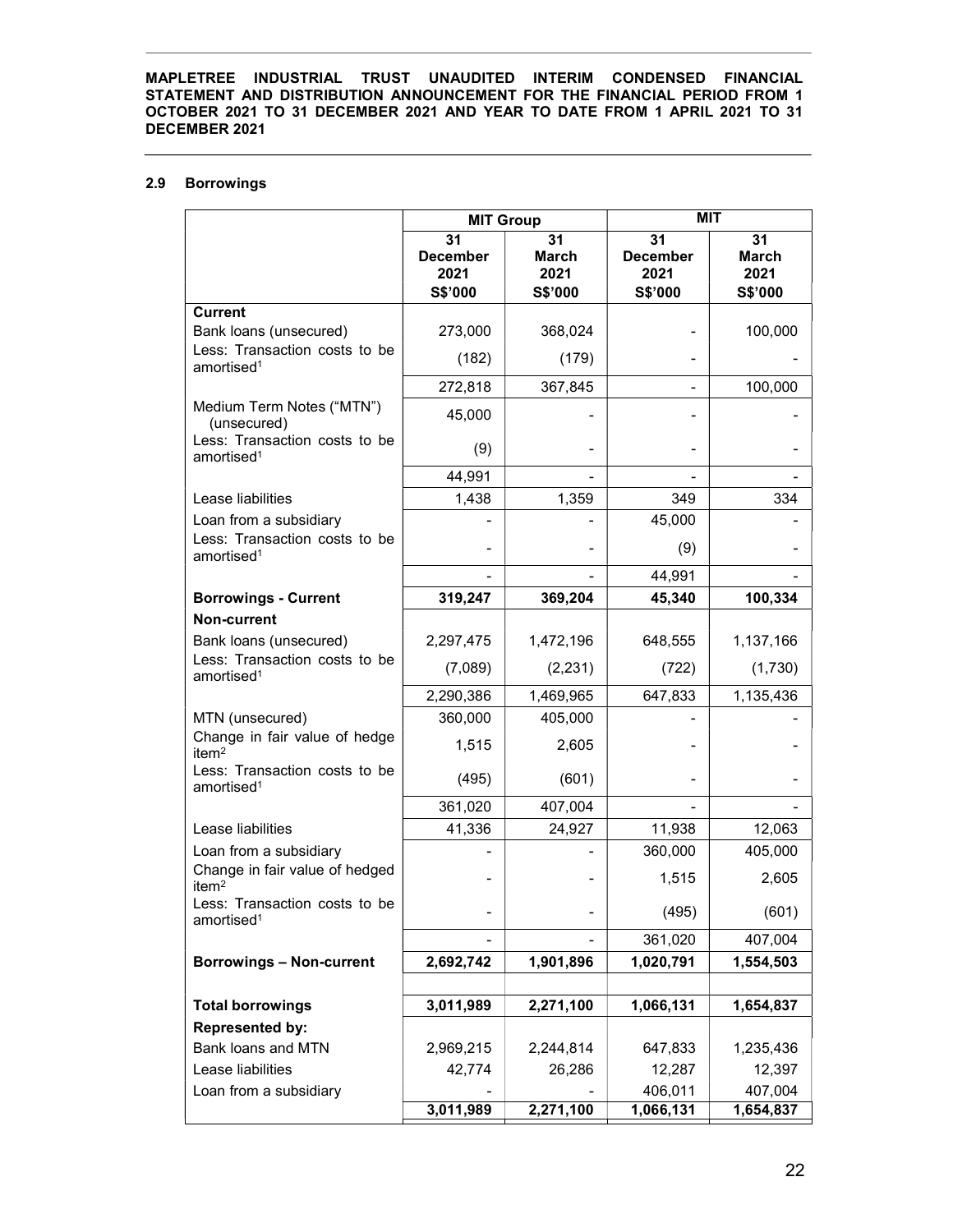## 2.9 Borrowings

| | MIT Group | | MIT | |
|---|---|---|---|---|
| | 31 December 2021 S$'000 | 31 March 2021 S$'000 | 31 December 2021 S$'000 | 31 March 2021 S$'000 |
| **Current** | | | | |
| Bank loans (unsecured) | 273,000 | 368,024 | - | 100,000 |
| Less: Transaction costs to be amortised[1] | (182) | (179) | - | - |
| | 272,818 | 367,845 | - | 100,000 |
| Medium Term Notes ("MTN") (unsecured) | 45,000 | - | - | - |
| Less: Transaction costs to be amortised[1] | (9) | - | - | - |
| | 44,991 | - | - | - |
| Lease liabilities | 1,438 | 1,359 | 349 | 334 |
| Loan from a subsidiary | - | - | 45,000 | - |
| Less: Transaction costs to be amortised[1] | - | - | (9) | - |
| | - | - | 44,991 | - |
| **Borrowings - Current** | **319,247** | **369,204** | **45,340** | **100,334** |
| **Non-current** | | | | |
| Bank loans (unsecured) | 2,297,475 | 1,472,196 | 648,555 | 1,137,166 |
| Less: Transaction costs to be amortised[1] | (7,089) | (2,231) | (722) | (1,730) |
| | 2,290,386 | 1,469,965 | 647,833 | 1,135,436 |
| MTN (unsecured) | 360,000 | 405,000 | - | - |
| Change in fair value of hedge item[2] | 1,515 | 2,605 | - | - |
| Less: Transaction costs to be amortised[1] | (495) | (601) | - | - |
| | 361,020 | 407,004 | - | - |
| Lease liabilities | 41,336 | 24,927 | 11,938 | 12,063 |
| Loan from a subsidiary | - | - | 360,000 | 405,000 |
| Change in fair value of hedged item[2] | - | - | 1,515 | 2,605 |
| Less: Transaction costs to be amortised[1] | - | - | (495) | (601) |
| | - | - | 361,020 | 407,004 |
| **Borrowings – Non-current** | **2,692,742** | **1,901,896** | **1,020,791** | **1,554,503** |
| | | | | |
| **Total borrowings** | **3,011,989** | **2,271,100** | **1,066,131** | **1,654,837** |
| **Represented by:** | | | | |
| Bank loans and MTN | 2,969,215 | 2,244,814 | 647,833 | 1,235,436 |
| Lease liabilities | 42,774 | 26,286 | 12,287 | 12,397 |
| Loan from a subsidiary | - | - | 406,011 | 407,004 |
| | **3,011,989** | **2,271,100** | **1,066,131** | **1,654,837** |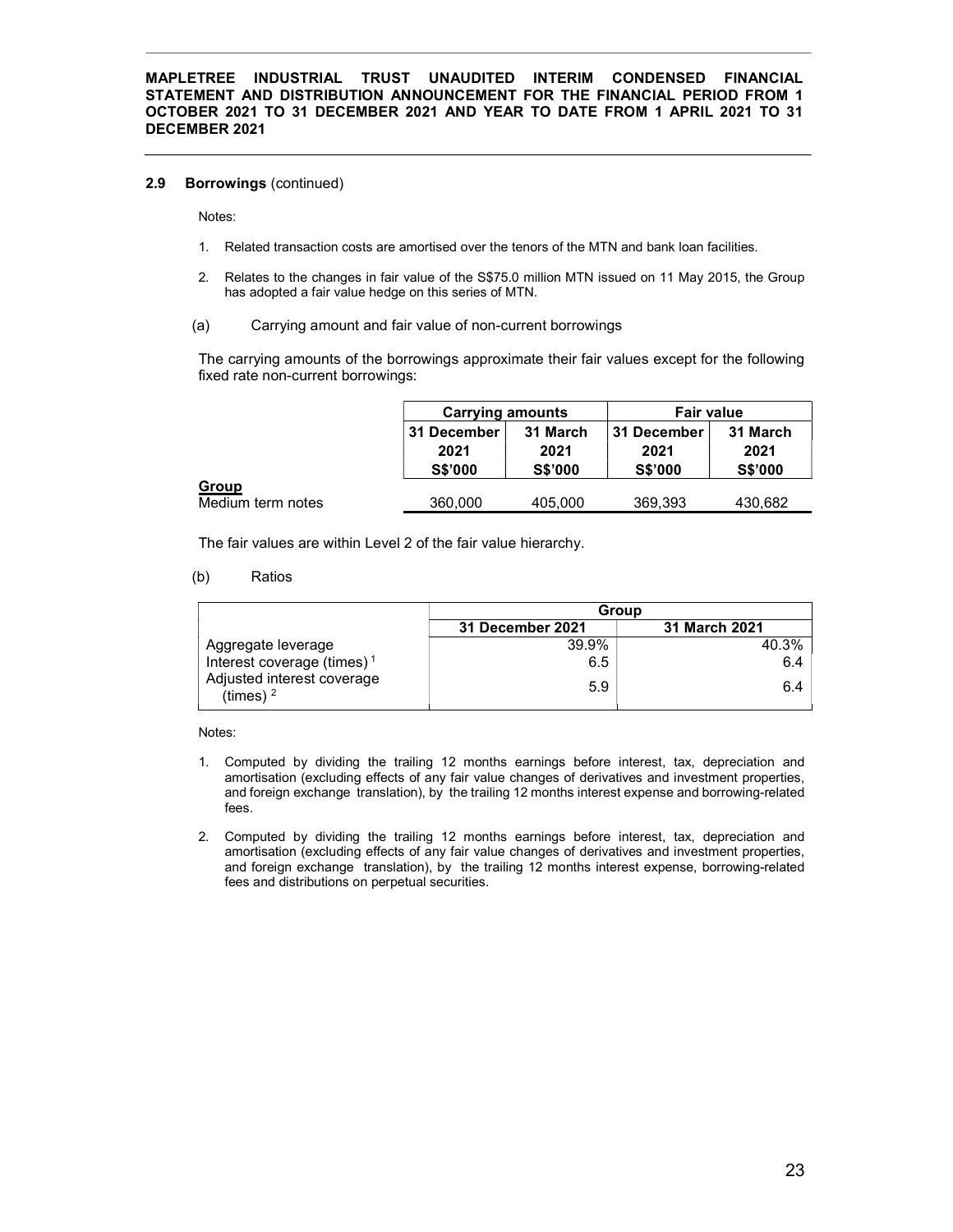### 2.9 Borrowings (continued)

Notes:

1. Related transaction costs are amortised over the tenors of the MTN and bank loan facilities.
2. Relates to the changes in fair value of the S$75.0 million MTN issued on 11 May 2015, the Group has adopted a fair value hedge on this series of MTN.

(a) Carrying amount and fair value of non-current borrowings

The carrying amounts of the borrowings approximate their fair values except for the following fixed rate non-current borrowings:

| | Carrying amounts | | Fair value | |
|---|---|---|---|---|
| | 31 December 2021 S$'000 | 31 March 2021 S$'000 | 31 December 2021 S$'000 | 31 March 2021 S$'000 |
| **Group** | | | | |
| Medium term notes | 360,000 | 405,000 | 369,393 | 430,682 |

The fair values are within Level 2 of the fair value hierarchy.

(b) Ratios

| | Group | |
|---|---|---|
| | 31 December 2021 | 31 March 2021 |
| Aggregate leverage | 39.9% | 40.3% |
| Interest coverage (times) [1] | 6.5 | 6.4 |
| Adjusted interest coverage (times) [2] | 5.9 | 6.4 |

Notes:

1. Computed by dividing the trailing 12 months earnings before interest, tax, depreciation and amortisation (excluding effects of any fair value changes of derivatives and investment properties, and foreign exchange translation), by the trailing 12 months interest expense and borrowing-related fees.
2. Computed by dividing the trailing 12 months earnings before interest, tax, depreciation and amortisation (excluding effects of any fair value changes of derivatives and investment properties, and foreign exchange translation), by the trailing 12 months interest expense, borrowing-related fees and distributions on perpetual securities.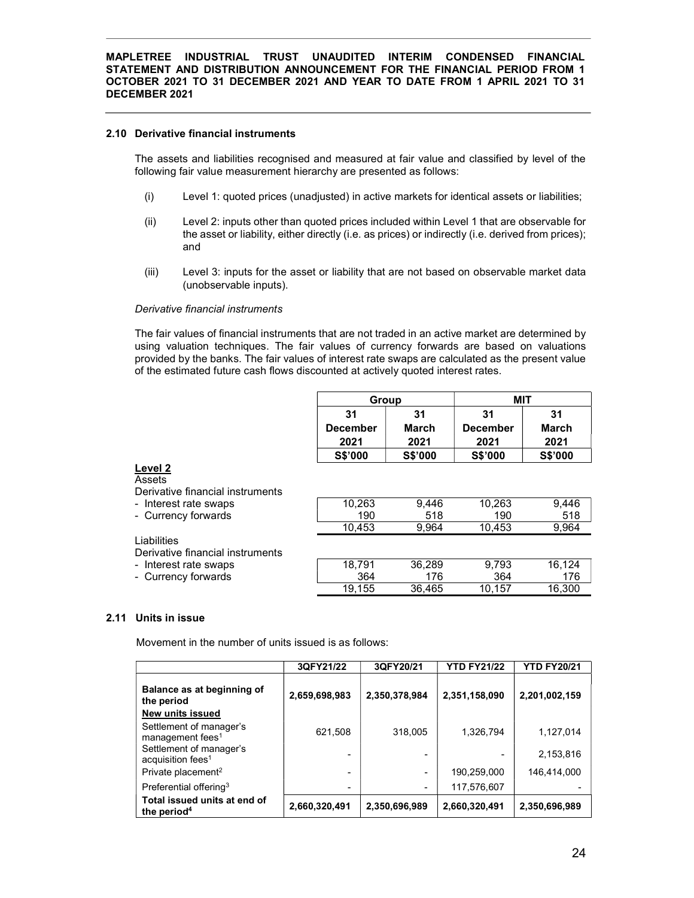### 2.10 Derivative financial instruments

The assets and liabilities recognised and measured at fair value and classified by level of the following fair value measurement hierarchy are presented as follows:

(i) Level 1: quoted prices (unadjusted) in active markets for identical assets or liabilities;

(ii) Level 2: inputs other than quoted prices included within Level 1 that are observable for the asset or liability, either directly (i.e. as prices) or indirectly (i.e. derived from prices); and

(iii) Level 3: inputs for the asset or liability that are not based on observable market data (unobservable inputs).

*Derivative financial instruments*

The fair values of financial instruments that are not traded in an active market are determined by using valuation techniques. The fair values of currency forwards are based on valuations provided by the banks. The fair values of interest rate swaps are calculated as the present value of the estimated future cash flows discounted at actively quoted interest rates.

| | Group | | MIT | |
|---|---|---|---|---|
| | 31 December 2021 | 31 March 2021 | 31 December 2021 | 31 March 2021 |
| | S$'000 | S$'000 | S$'000 | S$'000 |
| **Level 2** | | | | |
| Assets | | | | |
| Derivative financial instruments | | | | |
| - Interest rate swaps | 10,263 | 9,446 | 10,263 | 9,446 |
| - Currency forwards | 190 | 518 | 190 | 518 |
| | 10,453 | 9,964 | 10,453 | 9,964 |
| Liabilities | | | | |
| Derivative financial instruments | | | | |
| - Interest rate swaps | 18,791 | 36,289 | 9,793 | 16,124 |
| - Currency forwards | 364 | 176 | 364 | 176 |
| | 19,155 | 36,465 | 10,157 | 16,300 |

### 2.11 Units in issue

Movement in the number of units issued is as follows:

| | 3QFY21/22 | 3QFY20/21 | YTD FY21/22 | YTD FY20/21 |
|---|---|---|---|---|
| **Balance as at beginning of the period** | 2,659,698,983 | 2,350,378,984 | 2,351,158,090 | 2,201,002,159 |
| **New units issued** | | | | |
| Settlement of manager's management fees[1] | 621,508 | 318,005 | 1,326,794 | 1,127,014 |
| Settlement of manager's acquisition fees[1] | - | - | - | 2,153,816 |
| Private placement[2] | - | - | 190,259,000 | 146,414,000 |
| Preferential offering[3] | - | - | 117,576,607 | - |
| **Total issued units at end of the period[4]** | 2,660,320,491 | 2,350,696,989 | 2,660,320,491 | 2,350,696,989 |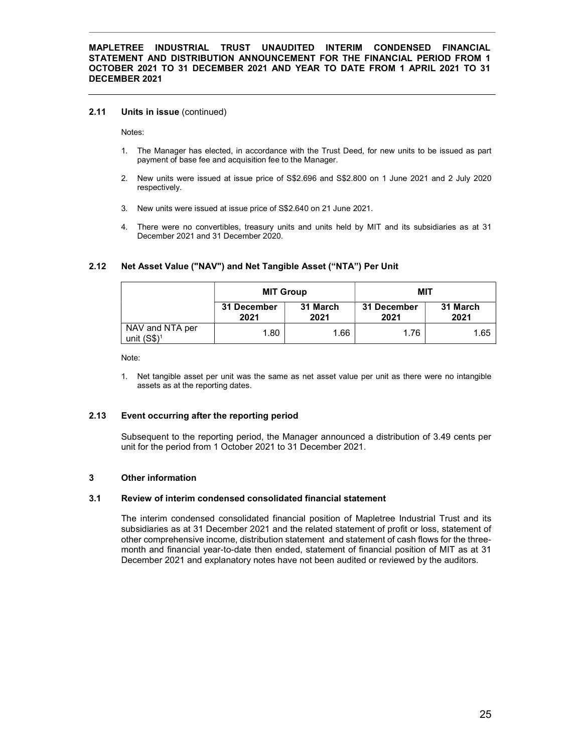#### 2.11 Units in issue (continued)

Notes:

1. The Manager has elected, in accordance with the Trust Deed, for new units to be issued as part payment of base fee and acquisition fee to the Manager.
2. New units were issued at issue price of S$2.696 and S$2.800 on 1 June 2021 and 2 July 2020 respectively.
3. New units were issued at issue price of S$2.640 on 21 June 2021.
4. There were no convertibles, treasury units and units held by MIT and its subsidiaries as at 31 December 2021 and 31 December 2020.

#### 2.12 Net Asset Value ("NAV") and Net Tangible Asset ("NTA") Per Unit

| | MIT Group | | MIT | |
|---|---|---|---|---|
| | 31 December 2021 | 31 March 2021 | 31 December 2021 | 31 March 2021 |
| NAV and NTA per unit (S$)[1] | 1.80 | 1.66 | 1.76 | 1.65 |

Note:

1. Net tangible asset per unit was the same as net asset value per unit as there were no intangible assets as at the reporting dates.

#### 2.13 Event occurring after the reporting period

Subsequent to the reporting period, the Manager announced a distribution of 3.49 cents per unit for the period from 1 October 2021 to 31 December 2021.

### 3 Other information

#### 3.1 Review of interim condensed consolidated financial statement

The interim condensed consolidated financial position of Mapletree Industrial Trust and its subsidiaries as at 31 December 2021 and the related statement of profit or loss, statement of other comprehensive income, distribution statement and statement of cash flows for the three-month and financial year-to-date then ended, statement of financial position of MIT as at 31 December 2021 and explanatory notes have not been audited or reviewed by the auditors.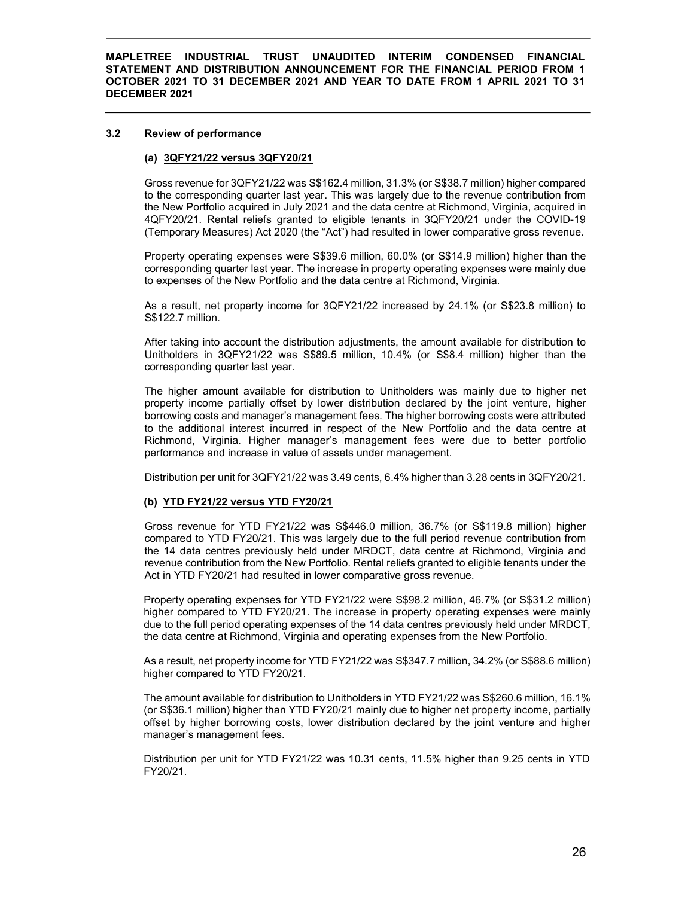### 3.2 Review of performance

#### (a) 3QFY21/22 versus 3QFY20/21

Gross revenue for 3QFY21/22 was S$162.4 million, 31.3% (or S$38.7 million) higher compared to the corresponding quarter last year. This was largely due to the revenue contribution from the New Portfolio acquired in July 2021 and the data centre at Richmond, Virginia, acquired in 4QFY20/21. Rental reliefs granted to eligible tenants in 3QFY20/21 under the COVID-19 (Temporary Measures) Act 2020 (the "Act") had resulted in lower comparative gross revenue.

Property operating expenses were S$39.6 million, 60.0% (or S$14.9 million) higher than the corresponding quarter last year. The increase in property operating expenses were mainly due to expenses of the New Portfolio and the data centre at Richmond, Virginia.

As a result, net property income for 3QFY21/22 increased by 24.1% (or S$23.8 million) to S$122.7 million.

After taking into account the distribution adjustments, the amount available for distribution to Unitholders in 3QFY21/22 was S$89.5 million, 10.4% (or S$8.4 million) higher than the corresponding quarter last year.

The higher amount available for distribution to Unitholders was mainly due to higher net property income partially offset by lower distribution declared by the joint venture, higher borrowing costs and manager's management fees. The higher borrowing costs were attributed to the additional interest incurred in respect of the New Portfolio and the data centre at Richmond, Virginia. Higher manager's management fees were due to better portfolio performance and increase in value of assets under management.

Distribution per unit for 3QFY21/22 was 3.49 cents, 6.4% higher than 3.28 cents in 3QFY20/21.

#### (b) YTD FY21/22 versus YTD FY20/21

Gross revenue for YTD FY21/22 was S$446.0 million, 36.7% (or S$119.8 million) higher compared to YTD FY20/21. This was largely due to the full period revenue contribution from the 14 data centres previously held under MRDCT, data centre at Richmond, Virginia and revenue contribution from the New Portfolio. Rental reliefs granted to eligible tenants under the Act in YTD FY20/21 had resulted in lower comparative gross revenue.

Property operating expenses for YTD FY21/22 were S$98.2 million, 46.7% (or S$31.2 million) higher compared to YTD FY20/21. The increase in property operating expenses were mainly due to the full period operating expenses of the 14 data centres previously held under MRDCT, the data centre at Richmond, Virginia and operating expenses from the New Portfolio.

As a result, net property income for YTD FY21/22 was S$347.7 million, 34.2% (or S$88.6 million) higher compared to YTD FY20/21.

The amount available for distribution to Unitholders in YTD FY21/22 was S$260.6 million, 16.1% (or S$36.1 million) higher than YTD FY20/21 mainly due to higher net property income, partially offset by higher borrowing costs, lower distribution declared by the joint venture and higher manager's management fees.

Distribution per unit for YTD FY21/22 was 10.31 cents, 11.5% higher than 9.25 cents in YTD FY20/21.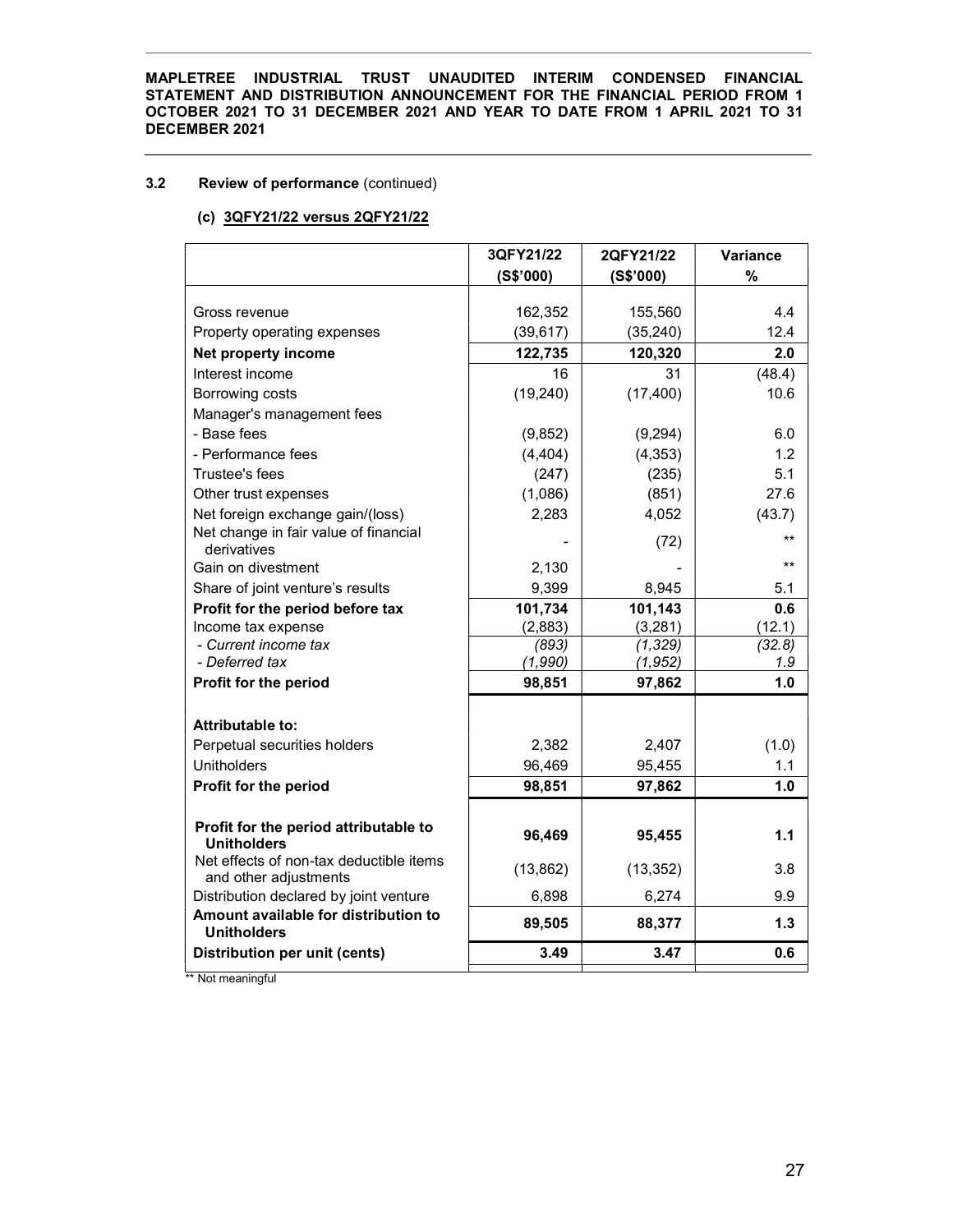### 3.2 Review of performance (continued)

#### (c) 3QFY21/22 versus 2QFY21/22

| | 3QFY21/22 (S$'000) | 2QFY21/22 (S$'000) | Variance % |
|---|---|---|---|
| Gross revenue | 162,352 | 155,560 | 4.4 |
| Property operating expenses | (39,617) | (35,240) | 12.4 |
| **Net property income** | **122,735** | **120,320** | **2.0** |
| Interest income | 16 | 31 | (48.4) |
| Borrowing costs | (19,240) | (17,400) | 10.6 |
| Manager's management fees | | | |
| - Base fees | (9,852) | (9,294) | 6.0 |
| - Performance fees | (4,404) | (4,353) | 1.2 |
| Trustee's fees | (247) | (235) | 5.1 |
| Other trust expenses | (1,086) | (851) | 27.6 |
| Net foreign exchange gain/(loss) | 2,283 | 4,052 | (43.7) |
| Net change in fair value of financial derivatives | - | (72) | ** |
| Gain on divestment | 2,130 | - | ** |
| Share of joint venture's results | 9,399 | 8,945 | 5.1 |
| **Profit for the period before tax** | **101,734** | **101,143** | **0.6** |
| Income tax expense | (2,883) | (3,281) | (12.1) |
| *- Current income tax* | *(893)* | *(1,329)* | *(32.8)* |
| *- Deferred tax* | *(1,990)* | *(1,952)* | *1.9* |
| **Profit for the period** | **98,851** | **97,862** | **1.0** |
| | | | |
| **Attributable to:** | | | |
| Perpetual securities holders | 2,382 | 2,407 | (1.0) |
| Unitholders | 96,469 | 95,455 | 1.1 |
| **Profit for the period** | **98,851** | **97,862** | **1.0** |
| | | | |
| **Profit for the period attributable to Unitholders** | **96,469** | **95,455** | **1.1** |
| Net effects of non-tax deductible items and other adjustments | (13,862) | (13,352) | 3.8 |
| Distribution declared by joint venture | 6,898 | 6,274 | 9.9 |
| **Amount available for distribution to Unitholders** | **89,505** | **88,377** | **1.3** |
| **Distribution per unit (cents)** | **3.49** | **3.47** | **0.6** |

** Not meaningful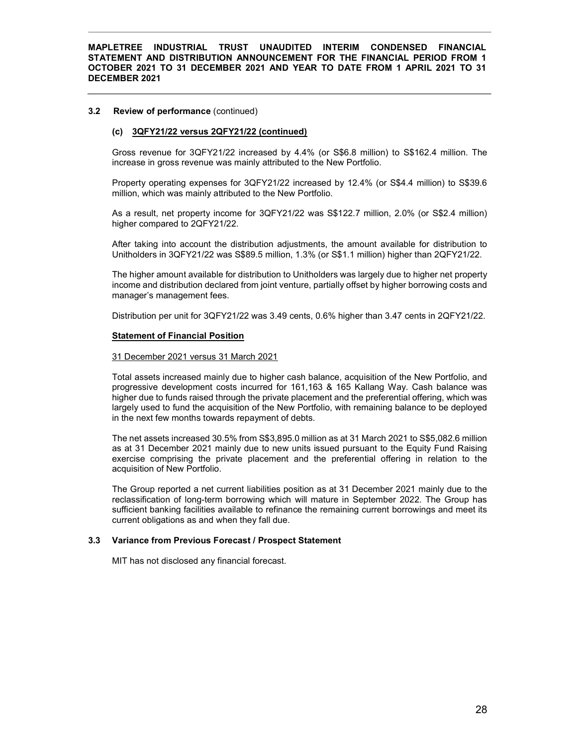### 3.2 Review of performance (continued)

#### (c) 3QFY21/22 versus 2QFY21/22 (continued)

Gross revenue for 3QFY21/22 increased by 4.4% (or S$6.8 million) to S$162.4 million. The increase in gross revenue was mainly attributed to the New Portfolio.

Property operating expenses for 3QFY21/22 increased by 12.4% (or S$4.4 million) to S$39.6 million, which was mainly attributed to the New Portfolio.

As a result, net property income for 3QFY21/22 was S$122.7 million, 2.0% (or S$2.4 million) higher compared to 2QFY21/22.

After taking into account the distribution adjustments, the amount available for distribution to Unitholders in 3QFY21/22 was S$89.5 million, 1.3% (or S$1.1 million) higher than 2QFY21/22.

The higher amount available for distribution to Unitholders was largely due to higher net property income and distribution declared from joint venture, partially offset by higher borrowing costs and manager's management fees.

Distribution per unit for 3QFY21/22 was 3.49 cents, 0.6% higher than 3.47 cents in 2QFY21/22.

**Statement of Financial Position**

31 December 2021 versus 31 March 2021

Total assets increased mainly due to higher cash balance, acquisition of the New Portfolio, and progressive development costs incurred for 161,163 & 165 Kallang Way. Cash balance was higher due to funds raised through the private placement and the preferential offering, which was largely used to fund the acquisition of the New Portfolio, with remaining balance to be deployed in the next few months towards repayment of debts.

The net assets increased 30.5% from S$3,895.0 million as at 31 March 2021 to S$5,082.6 million as at 31 December 2021 mainly due to new units issued pursuant to the Equity Fund Raising exercise comprising the private placement and the preferential offering in relation to the acquisition of New Portfolio.

The Group reported a net current liabilities position as at 31 December 2021 mainly due to the reclassification of long-term borrowing which will mature in September 2022. The Group has sufficient banking facilities available to refinance the remaining current borrowings and meet its current obligations as and when they fall due.

### 3.3 Variance from Previous Forecast / Prospect Statement

MIT has not disclosed any financial forecast.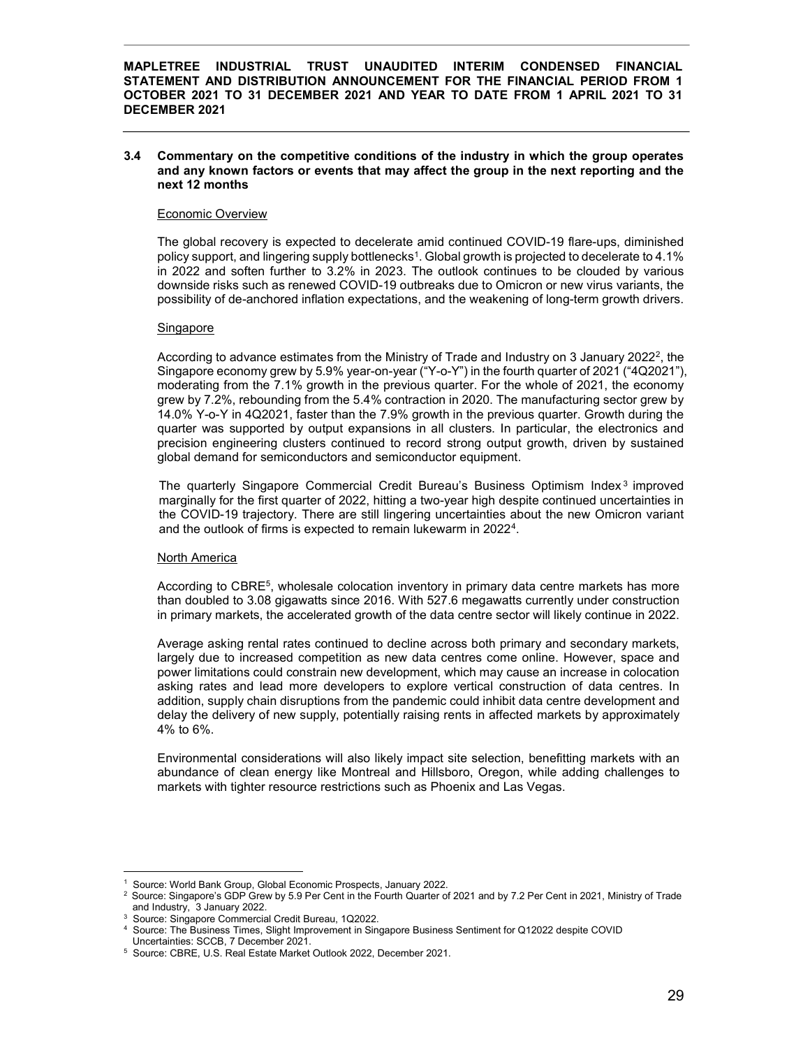### 3.4 Commentary on the competitive conditions of the industry in which the group operates and any known factors or events that may affect the group in the next reporting and the next 12 months

Economic Overview

The global recovery is expected to decelerate amid continued COVID-19 flare-ups, diminished policy support, and lingering supply bottlenecks[1]. Global growth is projected to decelerate to 4.1% in 2022 and soften further to 3.2% in 2023. The outlook continues to be clouded by various downside risks such as renewed COVID-19 outbreaks due to Omicron or new virus variants, the possibility of de-anchored inflation expectations, and the weakening of long-term growth drivers.

Singapore

According to advance estimates from the Ministry of Trade and Industry on 3 January 2022[2], the Singapore economy grew by 5.9% year-on-year ("Y-o-Y") in the fourth quarter of 2021 ("4Q2021"), moderating from the 7.1% growth in the previous quarter. For the whole of 2021, the economy grew by 7.2%, rebounding from the 5.4% contraction in 2020. The manufacturing sector grew by 14.0% Y-o-Y in 4Q2021, faster than the 7.9% growth in the previous quarter. Growth during the quarter was supported by output expansions in all clusters. In particular, the electronics and precision engineering clusters continued to record strong output growth, driven by sustained global demand for semiconductors and semiconductor equipment.

The quarterly Singapore Commercial Credit Bureau's Business Optimism Index[3] improved marginally for the first quarter of 2022, hitting a two-year high despite continued uncertainties in the COVID-19 trajectory. There are still lingering uncertainties about the new Omicron variant and the outlook of firms is expected to remain lukewarm in 2022[4].

North America

According to CBRE[5], wholesale colocation inventory in primary data centre markets has more than doubled to 3.08 gigawatts since 2016. With 527.6 megawatts currently under construction in primary markets, the accelerated growth of the data centre sector will likely continue in 2022.

Average asking rental rates continued to decline across both primary and secondary markets, largely due to increased competition as new data centres come online. However, space and power limitations could constrain new development, which may cause an increase in colocation asking rates and lead more developers to explore vertical construction of data centres. In addition, supply chain disruptions from the pandemic could inhibit data centre development and delay the delivery of new supply, potentially raising rents in affected markets by approximately 4% to 6%.

Environmental considerations will also likely impact site selection, benefitting markets with an abundance of clean energy like Montreal and Hillsboro, Oregon, while adding challenges to markets with tighter resource restrictions such as Phoenix and Las Vegas.

---

[1] Source: World Bank Group, Global Economic Prospects, January 2022.

[2] Source: Singapore's GDP Grew by 5.9 Per Cent in the Fourth Quarter of 2021 and by 7.2 Per Cent in 2021, Ministry of Trade and Industry, 3 January 2022.

[3] Source: Singapore Commercial Credit Bureau, 1Q2022.

[4] Source: The Business Times, Slight Improvement in Singapore Business Sentiment for Q12022 despite COVID Uncertainties: SCCB, 7 December 2021.

[5] Source: CBRE, U.S. Real Estate Market Outlook 2022, December 2021.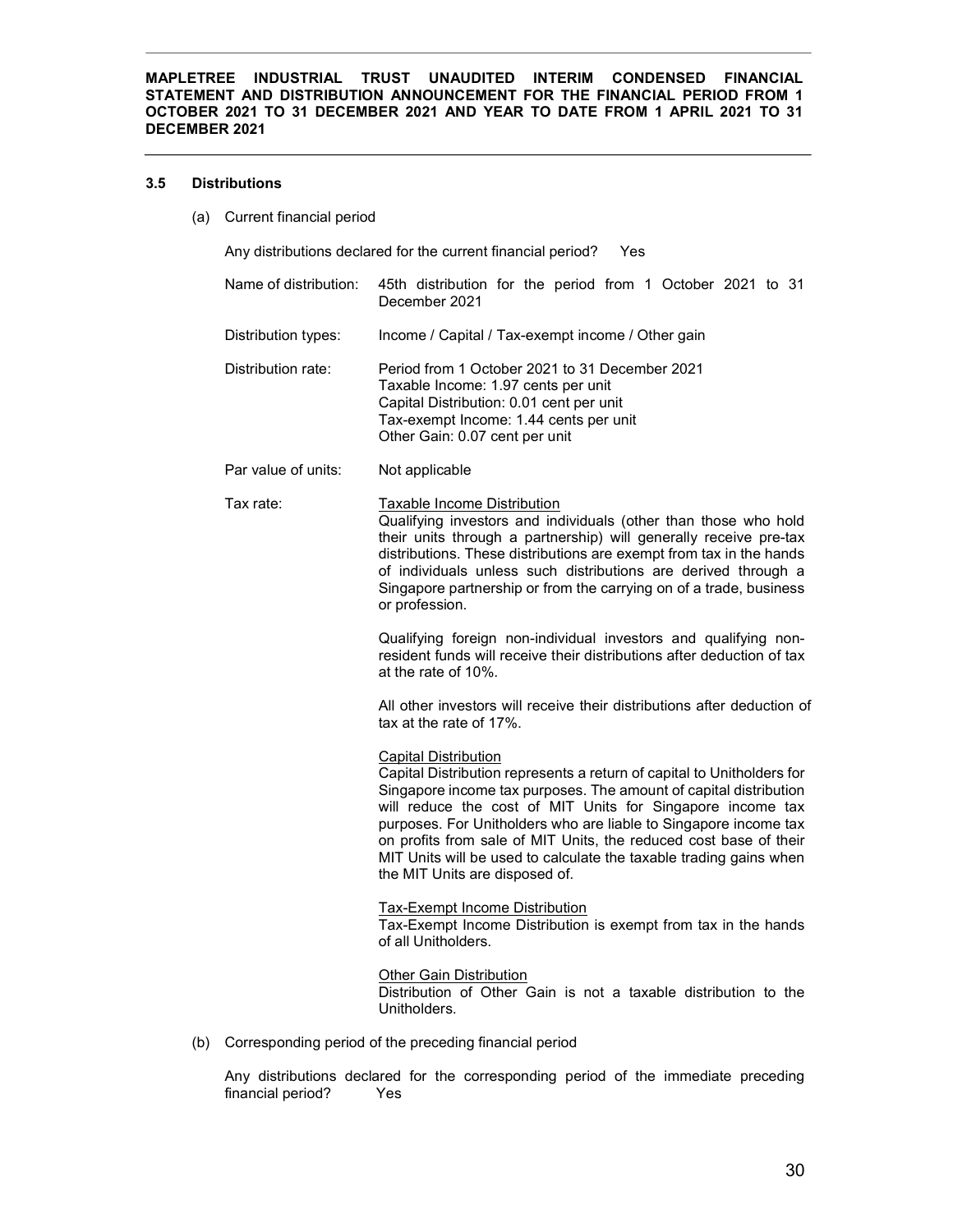### 3.5 Distributions

(a) Current financial period

Any distributions declared for the current financial period? Yes

| | |
|---|---|
| Name of distribution: | 45th distribution for the period from 1 October 2021 to 31 December 2021 |
| Distribution types: | Income / Capital / Tax-exempt income / Other gain |
| Distribution rate: | Period from 1 October 2021 to 31 December 2021<br>Taxable Income: 1.97 cents per unit<br>Capital Distribution: 0.01 cent per unit<br>Tax-exempt Income: 1.44 cents per unit<br>Other Gain: 0.07 cent per unit |
| Par value of units: | Not applicable |

Tax rate:

<u>Taxable Income Distribution</u>

Qualifying investors and individuals (other than those who hold their units through a partnership) will generally receive pre-tax distributions. These distributions are exempt from tax in the hands of individuals unless such distributions are derived through a Singapore partnership or from the carrying on of a trade, business or profession.

Qualifying foreign non-individual investors and qualifying non-resident funds will receive their distributions after deduction of tax at the rate of 10%.

All other investors will receive their distributions after deduction of tax at the rate of 17%.

<u>Capital Distribution</u>

Capital Distribution represents a return of capital to Unitholders for Singapore income tax purposes. The amount of capital distribution will reduce the cost of MIT Units for Singapore income tax purposes. For Unitholders who are liable to Singapore income tax on profits from sale of MIT Units, the reduced cost base of their MIT Units will be used to calculate the taxable trading gains when the MIT Units are disposed of.

<u>Tax-Exempt Income Distribution</u>

Tax-Exempt Income Distribution is exempt from tax in the hands of all Unitholders.

<u>Other Gain Distribution</u>

Distribution of Other Gain is not a taxable distribution to the Unitholders.

(b) Corresponding period of the preceding financial period

Any distributions declared for the corresponding period of the immediate preceding financial period? Yes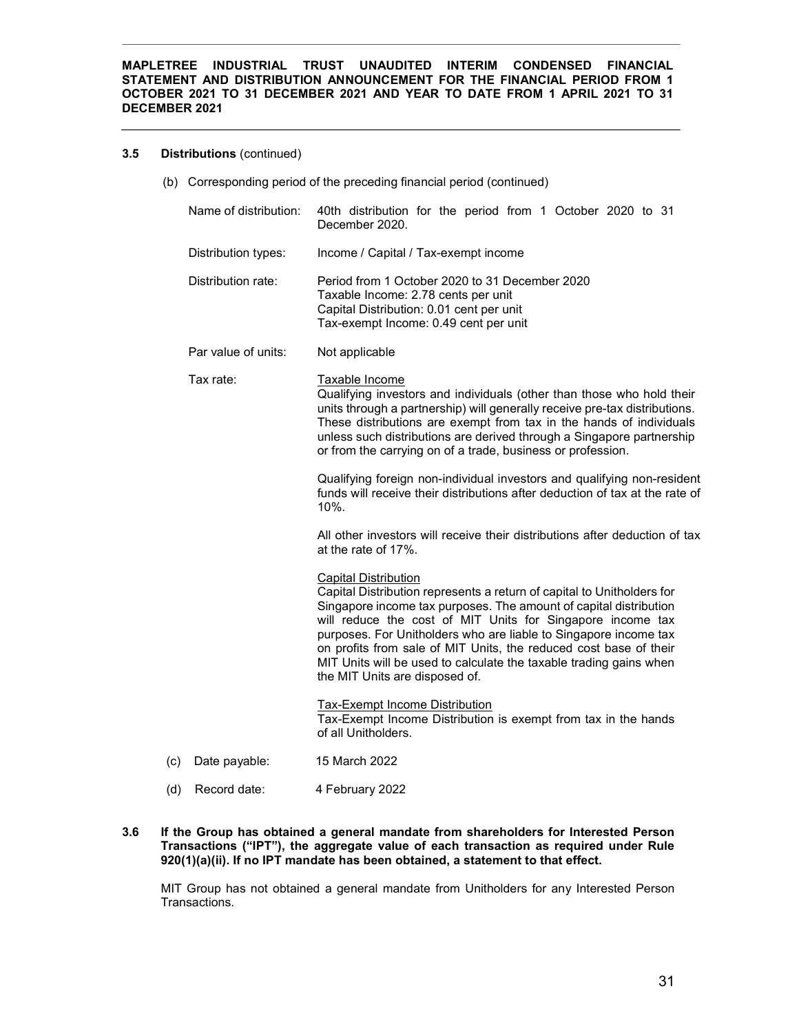### 3.5 Distributions (continued)

(b) Corresponding period of the preceding financial period (continued)

| | |
|---|---|
| Name of distribution: | 40th distribution for the period from 1 October 2020 to 31 December 2020. |
| Distribution types: | Income / Capital / Tax-exempt income |
| Distribution rate: | Period from 1 October 2020 to 31 December 2020<br>Taxable Income: 2.78 cents per unit<br>Capital Distribution: 0.01 cent per unit<br>Tax-exempt Income: 0.49 cent per unit |
| Par value of units: | Not applicable |
| Tax rate: | <u>Taxable Income</u><br>Qualifying investors and individuals (other than those who hold their units through a partnership) will generally receive pre-tax distributions. These distributions are exempt from tax in the hands of individuals unless such distributions are derived through a Singapore partnership or from the carrying on of a trade, business or profession.<br><br>Qualifying foreign non-individual investors and qualifying non-resident funds will receive their distributions after deduction of tax at the rate of 10%.<br><br>All other investors will receive their distributions after deduction of tax at the rate of 17%.<br><br><u>Capital Distribution</u><br>Capital Distribution represents a return of capital to Unitholders for Singapore income tax purposes. The amount of capital distribution will reduce the cost of MIT Units for Singapore income tax purposes. For Unitholders who are liable to Singapore income tax on profits from sale of MIT Units, the reduced cost base of their MIT Units will be used to calculate the taxable trading gains when the MIT Units are disposed of.<br><br><u>Tax-Exempt Income Distribution</u><br>Tax-Exempt Income Distribution is exempt from tax in the hands of all Unitholders. |

(c) Date payable: 15 March 2022

(d) Record date: 4 February 2022

### 3.6 If the Group has obtained a general mandate from shareholders for Interested Person Transactions ("IPT"), the aggregate value of each transaction as required under Rule 920(1)(a)(ii). If no IPT mandate has been obtained, a statement to that effect.

MIT Group has not obtained a general mandate from Unitholders for any Interested Person Transactions.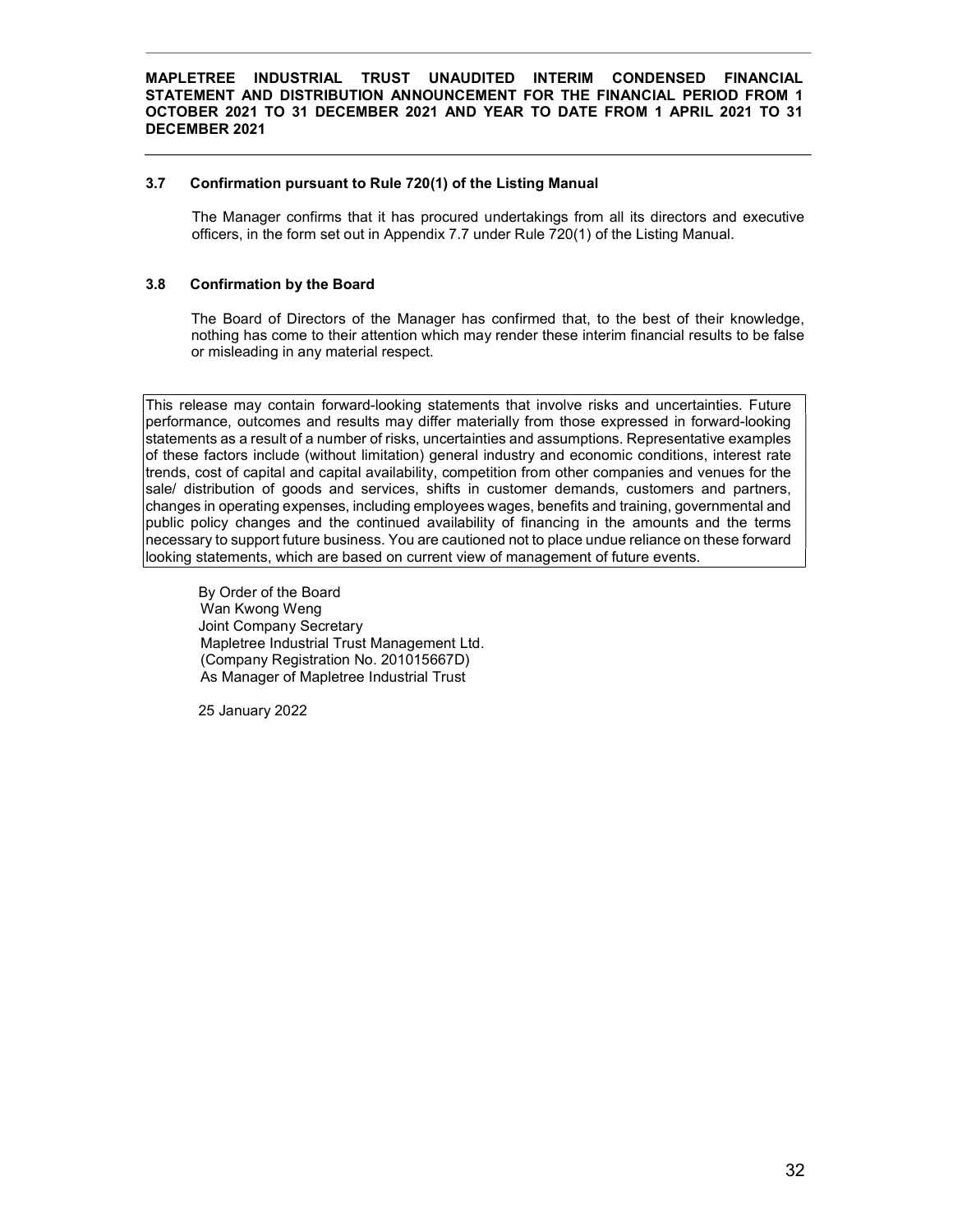### 3.7 Confirmation pursuant to Rule 720(1) of the Listing Manual

The Manager confirms that it has procured undertakings from all its directors and executive officers, in the form set out in Appendix 7.7 under Rule 720(1) of the Listing Manual.

### 3.8 Confirmation by the Board

The Board of Directors of the Manager has confirmed that, to the best of their knowledge, nothing has come to their attention which may render these interim financial results to be false or misleading in any material respect.

This release may contain forward-looking statements that involve risks and uncertainties. Future performance, outcomes and results may differ materially from those expressed in forward-looking statements as a result of a number of risks, uncertainties and assumptions. Representative examples of these factors include (without limitation) general industry and economic conditions, interest rate trends, cost of capital and capital availability, competition from other companies and venues for the sale/ distribution of goods and services, shifts in customer demands, customers and partners, changes in operating expenses, including employees wages, benefits and training, governmental and public policy changes and the continued availability of financing in the amounts and the terms necessary to support future business. You are cautioned not to place undue reliance on these forward looking statements, which are based on current view of management of future events.

By Order of the Board
Wan Kwong Weng
Joint Company Secretary
Mapletree Industrial Trust Management Ltd.
(Company Registration No. 201015667D)
As Manager of Mapletree Industrial Trust

25 January 2022